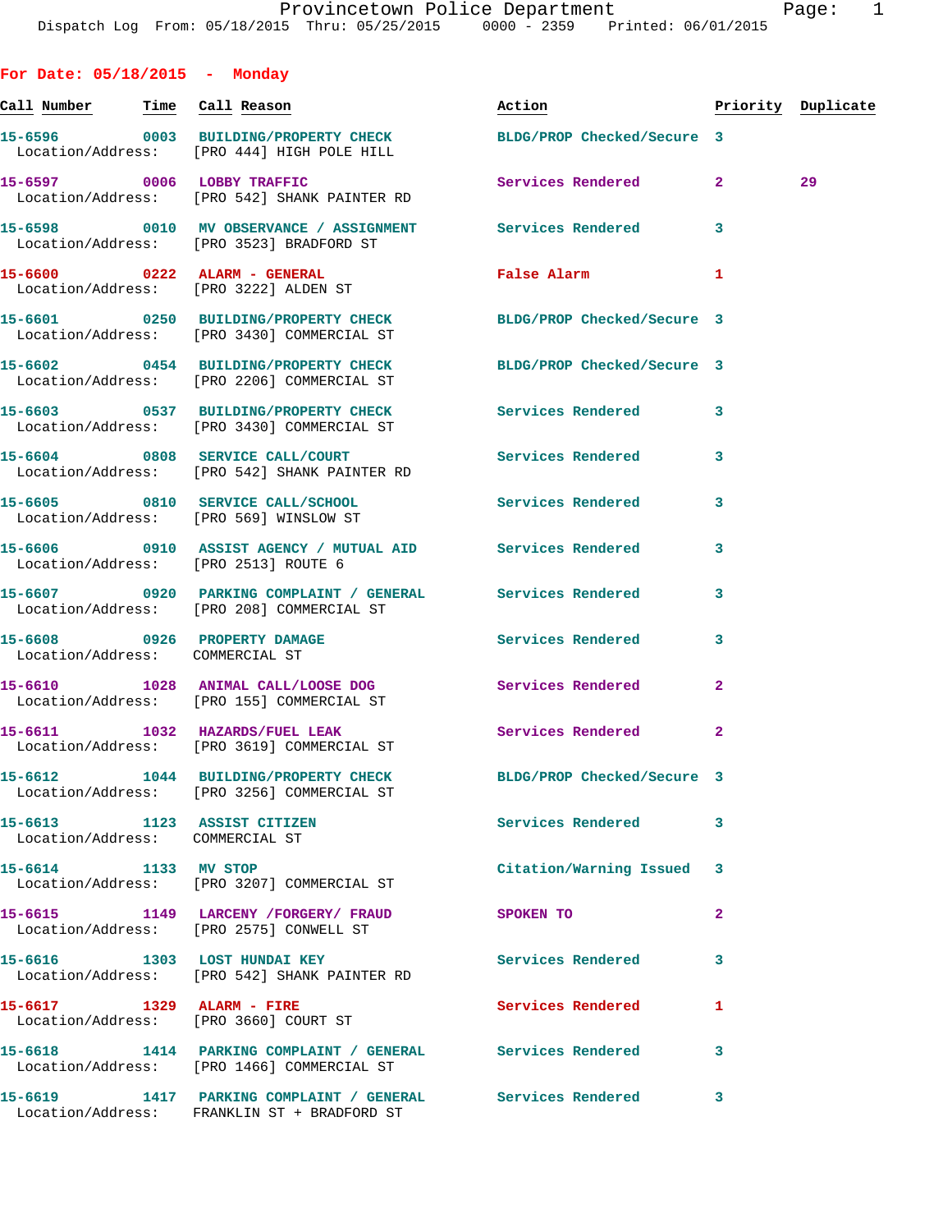Provincetown Police Department
Dispatch Log From: 05/18/2015 Thru: 05/25/2015 0000 - 2359 Printed: 06/01/2015

## For Date: 05/18/2015 - Monday

| Call Number | Time | Call Reason | Action | Priority | Duplicate |
|---|---|---|---|---|---|
| 15-6596 | 0003 | BUILDING/PROPERTY CHECK | BLDG/PROP Checked/Secure | 3 | |
| Location/Address: | | [PRO 444] HIGH POLE HILL | | | |
| 15-6597 | 0006 | LOBBY TRAFFIC | Services Rendered | 2 | 29 |
| Location/Address: | | [PRO 542] SHANK PAINTER RD | | | |
| 15-6598 | 0010 | MV OBSERVANCE / ASSIGNMENT | Services Rendered | 3 | |
| Location/Address: | | [PRO 3523] BRADFORD ST | | | |
| 15-6600 | 0222 | ALARM - GENERAL | False Alarm | 1 | |
| Location/Address: | | [PRO 3222] ALDEN ST | | | |
| 15-6601 | 0250 | BUILDING/PROPERTY CHECK | BLDG/PROP Checked/Secure | 3 | |
| Location/Address: | | [PRO 3430] COMMERCIAL ST | | | |
| 15-6602 | 0454 | BUILDING/PROPERTY CHECK | BLDG/PROP Checked/Secure | 3 | |
| Location/Address: | | [PRO 2206] COMMERCIAL ST | | | |
| 15-6603 | 0537 | BUILDING/PROPERTY CHECK | Services Rendered | 3 | |
| Location/Address: | | [PRO 3430] COMMERCIAL ST | | | |
| 15-6604 | 0808 | SERVICE CALL/COURT | Services Rendered | 3 | |
| Location/Address: | | [PRO 542] SHANK PAINTER RD | | | |
| 15-6605 | 0810 | SERVICE CALL/SCHOOL | Services Rendered | 3 | |
| Location/Address: | | [PRO 569] WINSLOW ST | | | |
| 15-6606 | 0910 | ASSIST AGENCY / MUTUAL AID | Services Rendered | 3 | |
| Location/Address: | | [PRO 2513] ROUTE 6 | | | |
| 15-6607 | 0920 | PARKING COMPLAINT / GENERAL | Services Rendered | 3 | |
| Location/Address: | | [PRO 208] COMMERCIAL ST | | | |
| 15-6608 | 0926 | PROPERTY DAMAGE | Services Rendered | 3 | |
| Location/Address: | | COMMERCIAL ST | | | |
| 15-6610 | 1028 | ANIMAL CALL/LOOSE DOG | Services Rendered | 2 | |
| Location/Address: | | [PRO 155] COMMERCIAL ST | | | |
| 15-6611 | 1032 | HAZARDS/FUEL LEAK | Services Rendered | 2 | |
| Location/Address: | | [PRO 3619] COMMERCIAL ST | | | |
| 15-6612 | 1044 | BUILDING/PROPERTY CHECK | BLDG/PROP Checked/Secure | 3 | |
| Location/Address: | | [PRO 3256] COMMERCIAL ST | | | |
| 15-6613 | 1123 | ASSIST CITIZEN | Services Rendered | 3 | |
| Location/Address: | | COMMERCIAL ST | | | |
| 15-6614 | 1133 | MV STOP | Citation/Warning Issued | 3 | |
| Location/Address: | | [PRO 3207] COMMERCIAL ST | | | |
| 15-6615 | 1149 | LARCENY /FORGERY/ FRAUD | SPOKEN TO | 2 | |
| Location/Address: | | [PRO 2575] CONWELL ST | | | |
| 15-6616 | 1303 | LOST HUNDAI KEY | Services Rendered | 3 | |
| Location/Address: | | [PRO 542] SHANK PAINTER RD | | | |
| 15-6617 | 1329 | ALARM - FIRE | Services Rendered | 1 | |
| Location/Address: | | [PRO 3660] COURT ST | | | |
| 15-6618 | 1414 | PARKING COMPLAINT / GENERAL | Services Rendered | 3 | |
| Location/Address: | | [PRO 1466] COMMERCIAL ST | | | |
| 15-6619 | 1417 | PARKING COMPLAINT / GENERAL | Services Rendered | 3 | |
| Location/Address: | | FRANKLIN ST + BRADFORD ST | | | |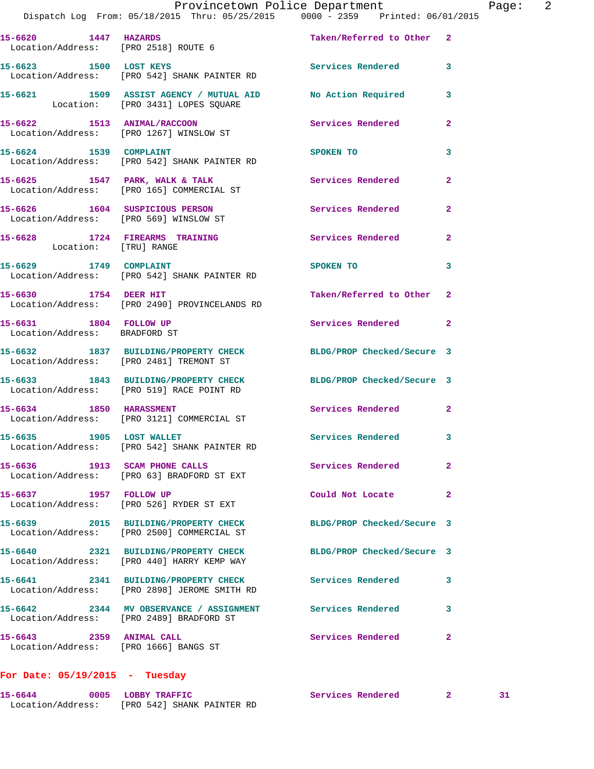15-6620 1447 HAZARDS Taken/Referred to Other 2
Location/Address: [PRO 2518] ROUTE 6

15-6623 1500 LOST KEYS Services Rendered 3
Location/Address: [PRO 542] SHANK PAINTER RD

15-6621 1509 ASSIST AGENCY / MUTUAL AID No Action Required 3
Location: [PRO 3431] LOPES SQUARE

15-6622 1513 ANIMAL/RACCOON Services Rendered 2
Location/Address: [PRO 1267] WINSLOW ST

15-6624 1539 COMPLAINT SPOKEN TO 3
Location/Address: [PRO 542] SHANK PAINTER RD

15-6625 1547 PARK, WALK & TALK Services Rendered 2
Location/Address: [PRO 165] COMMERCIAL ST

15-6626 1604 SUSPICIOUS PERSON Services Rendered 2
Location/Address: [PRO 569] WINSLOW ST

15-6628 1724 FIREARMS TRAINING Services Rendered 2
Location: [TRU] RANGE

15-6629 1749 COMPLAINT SPOKEN TO 3
Location/Address: [PRO 542] SHANK PAINTER RD

15-6630 1754 DEER HIT Taken/Referred to Other 2
Location/Address: [PRO 2490] PROVINCELANDS RD

15-6631 1804 FOLLOW UP Services Rendered 2
Location/Address: BRADFORD ST

15-6632 1837 BUILDING/PROPERTY CHECK BLDG/PROP Checked/Secure 3
Location/Address: [PRO 2481] TREMONT ST

15-6633 1843 BUILDING/PROPERTY CHECK BLDG/PROP Checked/Secure 3
Location/Address: [PRO 519] RACE POINT RD

15-6634 1850 HARASSMENT Services Rendered 2
Location/Address: [PRO 3121] COMMERCIAL ST

15-6635 1905 LOST WALLET Services Rendered 3
Location/Address: [PRO 542] SHANK PAINTER RD

15-6636 1913 SCAM PHONE CALLS Services Rendered 2
Location/Address: [PRO 63] BRADFORD ST EXT

15-6637 1957 FOLLOW UP Could Not Locate 2
Location/Address: [PRO 526] RYDER ST EXT

15-6639 2015 BUILDING/PROPERTY CHECK BLDG/PROP Checked/Secure 3
Location/Address: [PRO 2500] COMMERCIAL ST

15-6640 2321 BUILDING/PROPERTY CHECK BLDG/PROP Checked/Secure 3
Location/Address: [PRO 440] HARRY KEMP WAY

15-6641 2341 BUILDING/PROPERTY CHECK Services Rendered 3
Location/Address: [PRO 2898] JEROME SMITH RD

15-6642 2344 MV OBSERVANCE / ASSIGNMENT Services Rendered 3
Location/Address: [PRO 2489] BRADFORD ST

15-6643 2359 ANIMAL CALL Services Rendered 2
Location/Address: [PRO 1666] BANGS ST

**For Date: 05/19/2015 - Tuesday**

15-6644 0005 LOBBY TRAFFIC Services Rendered 2 31
Location/Address: [PRO 542] SHANK PAINTER RD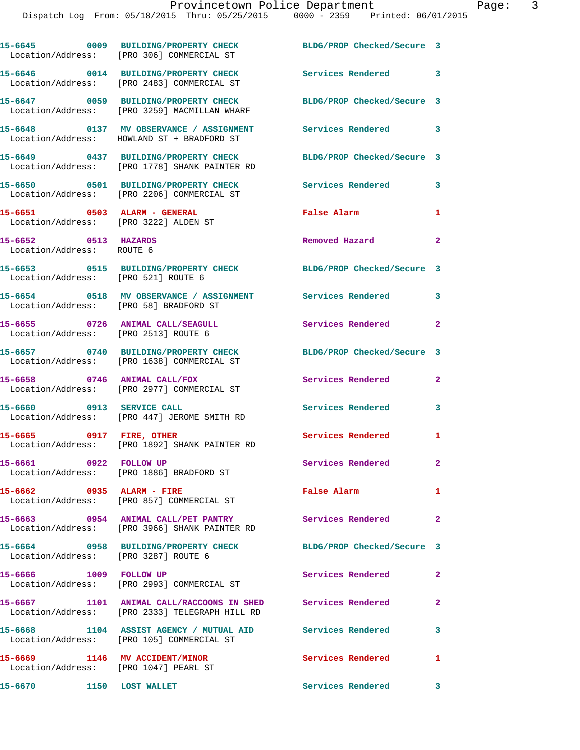| Call # | Time | Call Reason | Action | Priority |
|---|---|---|---|---|
| 15-6645 | 0009 | BUILDING/PROPERTY CHECK | BLDG/PROP Checked/Secure | 3 |
| Location/Address: [PRO 306] COMMERCIAL ST | | | | |
| 15-6646 | 0014 | BUILDING/PROPERTY CHECK | Services Rendered | 3 |
| Location/Address: [PRO 2483] COMMERCIAL ST | | | | |
| 15-6647 | 0059 | BUILDING/PROPERTY CHECK | BLDG/PROP Checked/Secure | 3 |
| Location/Address: [PRO 3259] MACMILLAN WHARF | | | | |
| 15-6648 | 0137 | MV OBSERVANCE / ASSIGNMENT | Services Rendered | 3 |
| Location/Address: HOWLAND ST + BRADFORD ST | | | | |
| 15-6649 | 0437 | BUILDING/PROPERTY CHECK | BLDG/PROP Checked/Secure | 3 |
| Location/Address: [PRO 1778] SHANK PAINTER RD | | | | |
| 15-6650 | 0501 | BUILDING/PROPERTY CHECK | Services Rendered | 3 |
| Location/Address: [PRO 2206] COMMERCIAL ST | | | | |
| 15-6651 | 0503 | ALARM - GENERAL | False Alarm | 1 |
| Location/Address: [PRO 3222] ALDEN ST | | | | |
| 15-6652 | 0513 | HAZARDS | Removed Hazard | 2 |
| Location/Address: ROUTE 6 | | | | |
| 15-6653 | 0515 | BUILDING/PROPERTY CHECK | BLDG/PROP Checked/Secure | 3 |
| Location/Address: [PRO 521] ROUTE 6 | | | | |
| 15-6654 | 0518 | MV OBSERVANCE / ASSIGNMENT | Services Rendered | 3 |
| Location/Address: [PRO 58] BRADFORD ST | | | | |
| 15-6655 | 0726 | ANIMAL CALL/SEAGULL | Services Rendered | 2 |
| Location/Address: [PRO 2513] ROUTE 6 | | | | |
| 15-6657 | 0740 | BUILDING/PROPERTY CHECK | BLDG/PROP Checked/Secure | 3 |
| Location/Address: [PRO 1638] COMMERCIAL ST | | | | |
| 15-6658 | 0746 | ANIMAL CALL/FOX | Services Rendered | 2 |
| Location/Address: [PRO 2977] COMMERCIAL ST | | | | |
| 15-6660 | 0913 | SERVICE CALL | Services Rendered | 3 |
| Location/Address: [PRO 447] JEROME SMITH RD | | | | |
| 15-6665 | 0917 | FIRE, OTHER | Services Rendered | 1 |
| Location/Address: [PRO 1892] SHANK PAINTER RD | | | | |
| 15-6661 | 0922 | FOLLOW UP | Services Rendered | 2 |
| Location/Address: [PRO 1886] BRADFORD ST | | | | |
| 15-6662 | 0935 | ALARM - FIRE | False Alarm | 1 |
| Location/Address: [PRO 857] COMMERCIAL ST | | | | |
| 15-6663 | 0954 | ANIMAL CALL/PET PANTRY | Services Rendered | 2 |
| Location/Address: [PRO 3966] SHANK PAINTER RD | | | | |
| 15-6664 | 0958 | BUILDING/PROPERTY CHECK | BLDG/PROP Checked/Secure | 3 |
| Location/Address: [PRO 3287] ROUTE 6 | | | | |
| 15-6666 | 1009 | FOLLOW UP | Services Rendered | 2 |
| Location/Address: [PRO 2993] COMMERCIAL ST | | | | |
| 15-6667 | 1101 | ANIMAL CALL/RACCOONS IN SHED | Services Rendered | 2 |
| Location/Address: [PRO 2333] TELEGRAPH HILL RD | | | | |
| 15-6668 | 1104 | ASSIST AGENCY / MUTUAL AID | Services Rendered | 3 |
| Location/Address: [PRO 105] COMMERCIAL ST | | | | |
| 15-6669 | 1146 | MV ACCIDENT/MINOR | Services Rendered | 1 |
| Location/Address: [PRO 1047] PEARL ST | | | | |
| 15-6670 | 1150 | LOST WALLET | Services Rendered | 3 |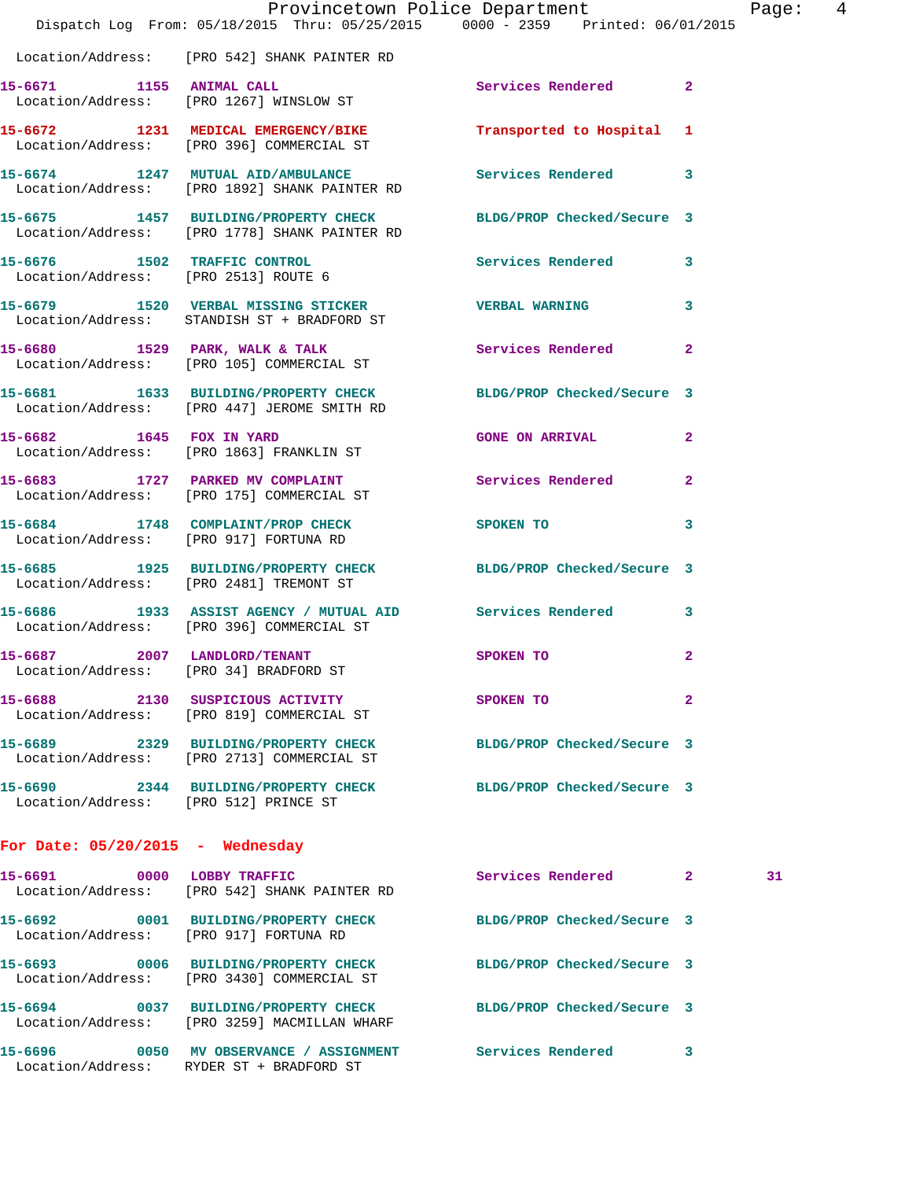Location/Address: [PRO 542] SHANK PAINTER RD

| Call # | Time | Call Type | Action | Priority | |
|---|---|---|---|---|---|
| 15-6671 | 1155 | ANIMAL CALL | Services Rendered | 2 | |
| | | Location/Address: [PRO 1267] WINSLOW ST | | | |
| 15-6672 | 1231 | MEDICAL EMERGENCY/BIKE | Transported to Hospital | 1 | |
| | | Location/Address: [PRO 396] COMMERCIAL ST | | | |
| 15-6674 | 1247 | MUTUAL AID/AMBULANCE | Services Rendered | 3 | |
| | | Location/Address: [PRO 1892] SHANK PAINTER RD | | | |
| 15-6675 | 1457 | BUILDING/PROPERTY CHECK | BLDG/PROP Checked/Secure | 3 | |
| | | Location/Address: [PRO 1778] SHANK PAINTER RD | | | |
| 15-6676 | 1502 | TRAFFIC CONTROL | Services Rendered | 3 | |
| | | Location/Address: [PRO 2513] ROUTE 6 | | | |
| 15-6679 | 1520 | VERBAL MISSING STICKER | VERBAL WARNING | 3 | |
| | | Location/Address: STANDISH ST + BRADFORD ST | | | |
| 15-6680 | 1529 | PARK, WALK & TALK | Services Rendered | 2 | |
| | | Location/Address: [PRO 105] COMMERCIAL ST | | | |
| 15-6681 | 1633 | BUILDING/PROPERTY CHECK | BLDG/PROP Checked/Secure | 3 | |
| | | Location/Address: [PRO 447] JEROME SMITH RD | | | |
| 15-6682 | 1645 | FOX IN YARD | GONE ON ARRIVAL | 2 | |
| | | Location/Address: [PRO 1863] FRANKLIN ST | | | |
| 15-6683 | 1727 | PARKED MV COMPLAINT | Services Rendered | 2 | |
| | | Location/Address: [PRO 175] COMMERCIAL ST | | | |
| 15-6684 | 1748 | COMPLAINT/PROP CHECK | SPOKEN TO | 3 | |
| | | Location/Address: [PRO 917] FORTUNA RD | | | |
| 15-6685 | 1925 | BUILDING/PROPERTY CHECK | BLDG/PROP Checked/Secure | 3 | |
| | | Location/Address: [PRO 2481] TREMONT ST | | | |
| 15-6686 | 1933 | ASSIST AGENCY / MUTUAL AID | Services Rendered | 3 | |
| | | Location/Address: [PRO 396] COMMERCIAL ST | | | |
| 15-6687 | 2007 | LANDLORD/TENANT | SPOKEN TO | 2 | |
| | | Location/Address: [PRO 34] BRADFORD ST | | | |
| 15-6688 | 2130 | SUSPICIOUS ACTIVITY | SPOKEN TO | 2 | |
| | | Location/Address: [PRO 819] COMMERCIAL ST | | | |
| 15-6689 | 2329 | BUILDING/PROPERTY CHECK | BLDG/PROP Checked/Secure | 3 | |
| | | Location/Address: [PRO 2713] COMMERCIAL ST | | | |
| 15-6690 | 2344 | BUILDING/PROPERTY CHECK | BLDG/PROP Checked/Secure | 3 | |
| | | Location/Address: [PRO 512] PRINCE ST | | | |

## For Date: 05/20/2015 - Wednesday

| Call # | Time | Call Type | Action | Priority | |
|---|---|---|---|---|---|
| 15-6691 | 0000 | LOBBY TRAFFIC | Services Rendered | 2 | 31 |
| | | Location/Address: [PRO 542] SHANK PAINTER RD | | | |
| 15-6692 | 0001 | BUILDING/PROPERTY CHECK | BLDG/PROP Checked/Secure | 3 | |
| | | Location/Address: [PRO 917] FORTUNA RD | | | |
| 15-6693 | 0006 | BUILDING/PROPERTY CHECK | BLDG/PROP Checked/Secure | 3 | |
| | | Location/Address: [PRO 3430] COMMERCIAL ST | | | |
| 15-6694 | 0037 | BUILDING/PROPERTY CHECK | BLDG/PROP Checked/Secure | 3 | |
| | | Location/Address: [PRO 3259] MACMILLAN WHARF | | | |
| 15-6696 | 0050 | MV OBSERVANCE / ASSIGNMENT | Services Rendered | 3 | |
| | | Location/Address: RYDER ST + BRADFORD ST | | | |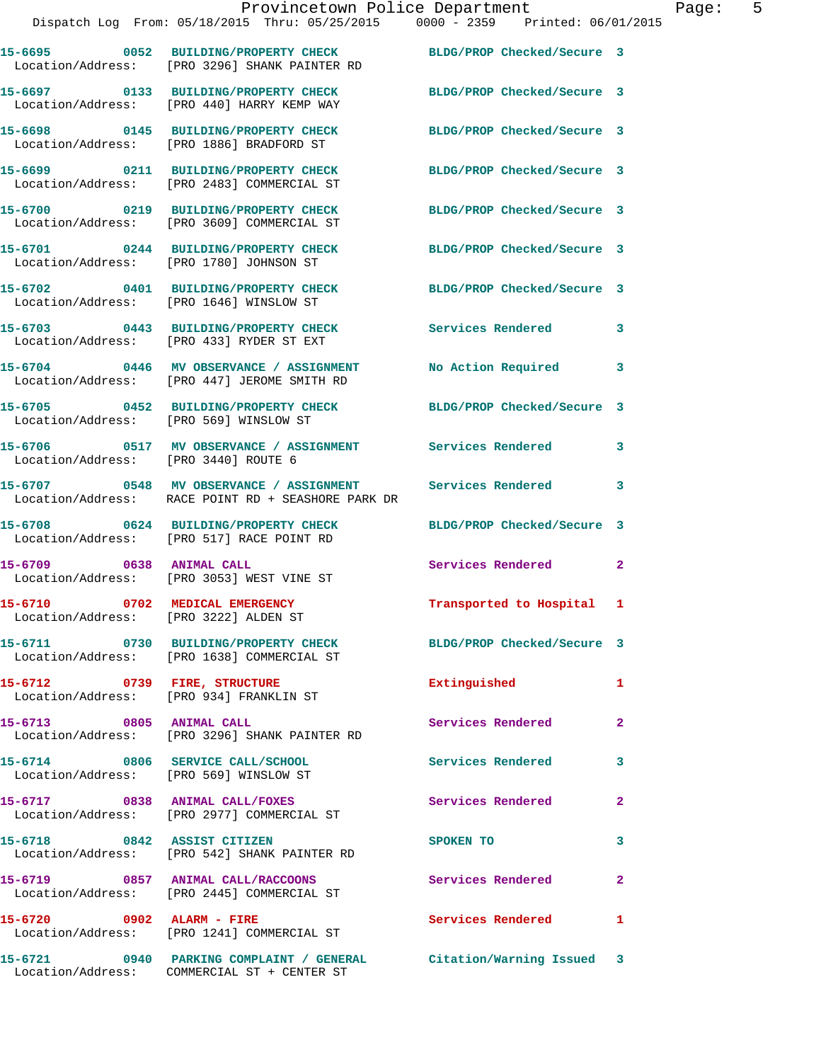| Call Number | Time | Call Reason | Action | Priority |
|---|---|---|---|---|
| 15-6695 | 0052 | BUILDING/PROPERTY CHECK | BLDG/PROP Checked/Secure | 3 |
| Location/Address: [PRO 3296] SHANK PAINTER RD | | | | |
| 15-6697 | 0133 | BUILDING/PROPERTY CHECK | BLDG/PROP Checked/Secure | 3 |
| Location/Address: [PRO 440] HARRY KEMP WAY | | | | |
| 15-6698 | 0145 | BUILDING/PROPERTY CHECK | BLDG/PROP Checked/Secure | 3 |
| Location/Address: [PRO 1886] BRADFORD ST | | | | |
| 15-6699 | 0211 | BUILDING/PROPERTY CHECK | BLDG/PROP Checked/Secure | 3 |
| Location/Address: [PRO 2483] COMMERCIAL ST | | | | |
| 15-6700 | 0219 | BUILDING/PROPERTY CHECK | BLDG/PROP Checked/Secure | 3 |
| Location/Address: [PRO 3609] COMMERCIAL ST | | | | |
| 15-6701 | 0244 | BUILDING/PROPERTY CHECK | BLDG/PROP Checked/Secure | 3 |
| Location/Address: [PRO 1780] JOHNSON ST | | | | |
| 15-6702 | 0401 | BUILDING/PROPERTY CHECK | BLDG/PROP Checked/Secure | 3 |
| Location/Address: [PRO 1646] WINSLOW ST | | | | |
| 15-6703 | 0443 | BUILDING/PROPERTY CHECK | Services Rendered | 3 |
| Location/Address: [PRO 433] RYDER ST EXT | | | | |
| 15-6704 | 0446 | MV OBSERVANCE / ASSIGNMENT | No Action Required | 3 |
| Location/Address: [PRO 447] JEROME SMITH RD | | | | |
| 15-6705 | 0452 | BUILDING/PROPERTY CHECK | BLDG/PROP Checked/Secure | 3 |
| Location/Address: [PRO 569] WINSLOW ST | | | | |
| 15-6706 | 0517 | MV OBSERVANCE / ASSIGNMENT | Services Rendered | 3 |
| Location/Address: [PRO 3440] ROUTE 6 | | | | |
| 15-6707 | 0548 | MV OBSERVANCE / ASSIGNMENT | Services Rendered | 3 |
| Location/Address: RACE POINT RD + SEASHORE PARK DR | | | | |
| 15-6708 | 0624 | BUILDING/PROPERTY CHECK | BLDG/PROP Checked/Secure | 3 |
| Location/Address: [PRO 517] RACE POINT RD | | | | |
| 15-6709 | 0638 | ANIMAL CALL | Services Rendered | 2 |
| Location/Address: [PRO 3053] WEST VINE ST | | | | |
| 15-6710 | 0702 | MEDICAL EMERGENCY | Transported to Hospital | 1 |
| Location/Address: [PRO 3222] ALDEN ST | | | | |
| 15-6711 | 0730 | BUILDING/PROPERTY CHECK | BLDG/PROP Checked/Secure | 3 |
| Location/Address: [PRO 1638] COMMERCIAL ST | | | | |
| 15-6712 | 0739 | FIRE, STRUCTURE | Extinguished | 1 |
| Location/Address: [PRO 934] FRANKLIN ST | | | | |
| 15-6713 | 0805 | ANIMAL CALL | Services Rendered | 2 |
| Location/Address: [PRO 3296] SHANK PAINTER RD | | | | |
| 15-6714 | 0806 | SERVICE CALL/SCHOOL | Services Rendered | 3 |
| Location/Address: [PRO 569] WINSLOW ST | | | | |
| 15-6717 | 0838 | ANIMAL CALL/FOXES | Services Rendered | 2 |
| Location/Address: [PRO 2977] COMMERCIAL ST | | | | |
| 15-6718 | 0842 | ASSIST CITIZEN | SPOKEN TO | 3 |
| Location/Address: [PRO 542] SHANK PAINTER RD | | | | |
| 15-6719 | 0857 | ANIMAL CALL/RACCOONS | Services Rendered | 2 |
| Location/Address: [PRO 2445] COMMERCIAL ST | | | | |
| 15-6720 | 0902 | ALARM - FIRE | Services Rendered | 1 |
| Location/Address: [PRO 1241] COMMERCIAL ST | | | | |
| 15-6721 | 0940 | PARKING COMPLAINT / GENERAL | Citation/Warning Issued | 3 |
| Location/Address: COMMERCIAL ST + CENTER ST | | | | |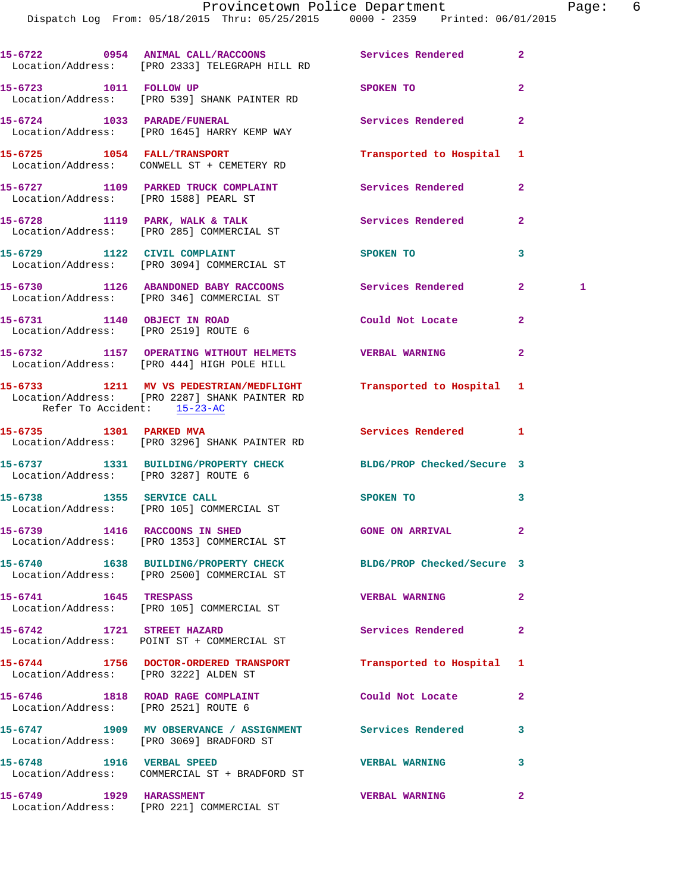15-6722 0954 ANIMAL CALL/RACCOONS Services Rendered 2
Location/Address: [PRO 2333] TELEGRAPH HILL RD

15-6723 1011 FOLLOW UP SPOKEN TO 2
Location/Address: [PRO 539] SHANK PAINTER RD

15-6724 1033 PARADE/FUNERAL Services Rendered 2
Location/Address: [PRO 1645] HARRY KEMP WAY

15-6725 1054 FALL/TRANSPORT Transported to Hospital 1
Location/Address: CONWELL ST + CEMETERY RD

15-6727 1109 PARKED TRUCK COMPLAINT Services Rendered 2
Location/Address: [PRO 1588] PEARL ST

15-6728 1119 PARK, WALK & TALK Services Rendered 2
Location/Address: [PRO 285] COMMERCIAL ST

15-6729 1122 CIVIL COMPLAINT SPOKEN TO 3
Location/Address: [PRO 3094] COMMERCIAL ST

15-6730 1126 ABANDONED BABY RACCOONS Services Rendered 2 1
Location/Address: [PRO 346] COMMERCIAL ST

15-6731 1140 OBJECT IN ROAD Could Not Locate 2
Location/Address: [PRO 2519] ROUTE 6

15-6732 1157 OPERATING WITHOUT HELMETS VERBAL WARNING 2
Location/Address: [PRO 444] HIGH POLE HILL

15-6733 1211 MV VS PEDESTRIAN/MEDFLIGHT Transported to Hospital 1
Location/Address: [PRO 2287] SHANK PAINTER RD
Refer To Accident: 15-23-AC

15-6735 1301 PARKED MVA Services Rendered 1
Location/Address: [PRO 3296] SHANK PAINTER RD

15-6737 1331 BUILDING/PROPERTY CHECK BLDG/PROP Checked/Secure 3
Location/Address: [PRO 3287] ROUTE 6

15-6738 1355 SERVICE CALL SPOKEN TO 3
Location/Address: [PRO 105] COMMERCIAL ST

15-6739 1416 RACCOONS IN SHED GONE ON ARRIVAL 2
Location/Address: [PRO 1353] COMMERCIAL ST

15-6740 1638 BUILDING/PROPERTY CHECK BLDG/PROP Checked/Secure 3
Location/Address: [PRO 2500] COMMERCIAL ST

15-6741 1645 TRESPASS VERBAL WARNING 2
Location/Address: [PRO 105] COMMERCIAL ST

15-6742 1721 STREET HAZARD Services Rendered 2
Location/Address: POINT ST + COMMERCIAL ST

15-6744 1756 DOCTOR-ORDERED TRANSPORT Transported to Hospital 1
Location/Address: [PRO 3222] ALDEN ST

15-6746 1818 ROAD RAGE COMPLAINT Could Not Locate 2
Location/Address: [PRO 2521] ROUTE 6

15-6747 1909 MV OBSERVANCE / ASSIGNMENT Services Rendered 3
Location/Address: [PRO 3069] BRADFORD ST

15-6748 1916 VERBAL SPEED VERBAL WARNING 3
Location/Address: COMMERCIAL ST + BRADFORD ST

15-6749 1929 HARASSMENT VERBAL WARNING 2
Location/Address: [PRO 221] COMMERCIAL ST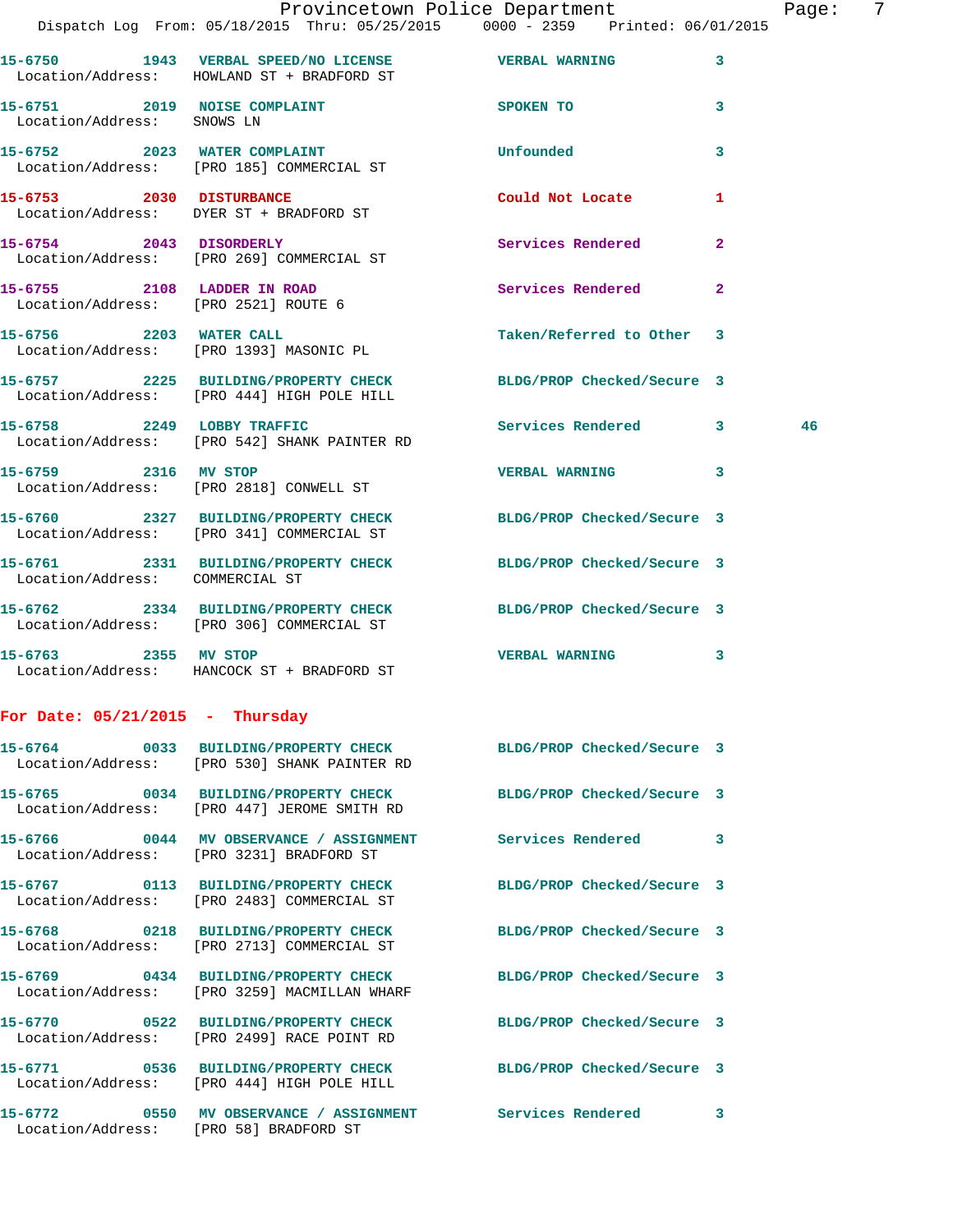15-6750 1943 VERBAL SPEED/NO LICENSE VERBAL WARNING 3
Location/Address: HOWLAND ST + BRADFORD ST

15-6751 2019 NOISE COMPLAINT SPOKEN TO 3
Location/Address: SNOWS LN

15-6752 2023 WATER COMPLAINT Unfounded 3
Location/Address: [PRO 185] COMMERCIAL ST

15-6753 2030 DISTURBANCE Could Not Locate 1
Location/Address: DYER ST + BRADFORD ST

15-6754 2043 DISORDERLY Services Rendered 2
Location/Address: [PRO 269] COMMERCIAL ST

15-6755 2108 LADDER IN ROAD Services Rendered 2
Location/Address: [PRO 2521] ROUTE 6

15-6756 2203 WATER CALL Taken/Referred to Other 3
Location/Address: [PRO 1393] MASONIC PL

15-6757 2225 BUILDING/PROPERTY CHECK BLDG/PROP Checked/Secure 3
Location/Address: [PRO 444] HIGH POLE HILL

15-6758 2249 LOBBY TRAFFIC Services Rendered 3 46
Location/Address: [PRO 542] SHANK PAINTER RD

15-6759 2316 MV STOP VERBAL WARNING 3
Location/Address: [PRO 2818] CONWELL ST

15-6760 2327 BUILDING/PROPERTY CHECK BLDG/PROP Checked/Secure 3
Location/Address: [PRO 341] COMMERCIAL ST

15-6761 2331 BUILDING/PROPERTY CHECK BLDG/PROP Checked/Secure 3
Location/Address: COMMERCIAL ST

15-6762 2334 BUILDING/PROPERTY CHECK BLDG/PROP Checked/Secure 3
Location/Address: [PRO 306] COMMERCIAL ST

15-6763 2355 MV STOP VERBAL WARNING 3
Location/Address: HANCOCK ST + BRADFORD ST

**For Date: 05/21/2015 - Thursday**

15-6764 0033 BUILDING/PROPERTY CHECK BLDG/PROP Checked/Secure 3
Location/Address: [PRO 530] SHANK PAINTER RD

15-6765 0034 BUILDING/PROPERTY CHECK BLDG/PROP Checked/Secure 3
Location/Address: [PRO 447] JEROME SMITH RD

15-6766 0044 MV OBSERVANCE / ASSIGNMENT Services Rendered 3
Location/Address: [PRO 3231] BRADFORD ST

15-6767 0113 BUILDING/PROPERTY CHECK BLDG/PROP Checked/Secure 3
Location/Address: [PRO 2483] COMMERCIAL ST

15-6768 0218 BUILDING/PROPERTY CHECK BLDG/PROP Checked/Secure 3
Location/Address: [PRO 2713] COMMERCIAL ST

15-6769 0434 BUILDING/PROPERTY CHECK BLDG/PROP Checked/Secure 3
Location/Address: [PRO 3259] MACMILLAN WHARF

15-6770 0522 BUILDING/PROPERTY CHECK BLDG/PROP Checked/Secure 3
Location/Address: [PRO 2499] RACE POINT RD

15-6771 0536 BUILDING/PROPERTY CHECK BLDG/PROP Checked/Secure 3
Location/Address: [PRO 444] HIGH POLE HILL

15-6772 0550 MV OBSERVANCE / ASSIGNMENT Services Rendered 3
Location/Address: [PRO 58] BRADFORD ST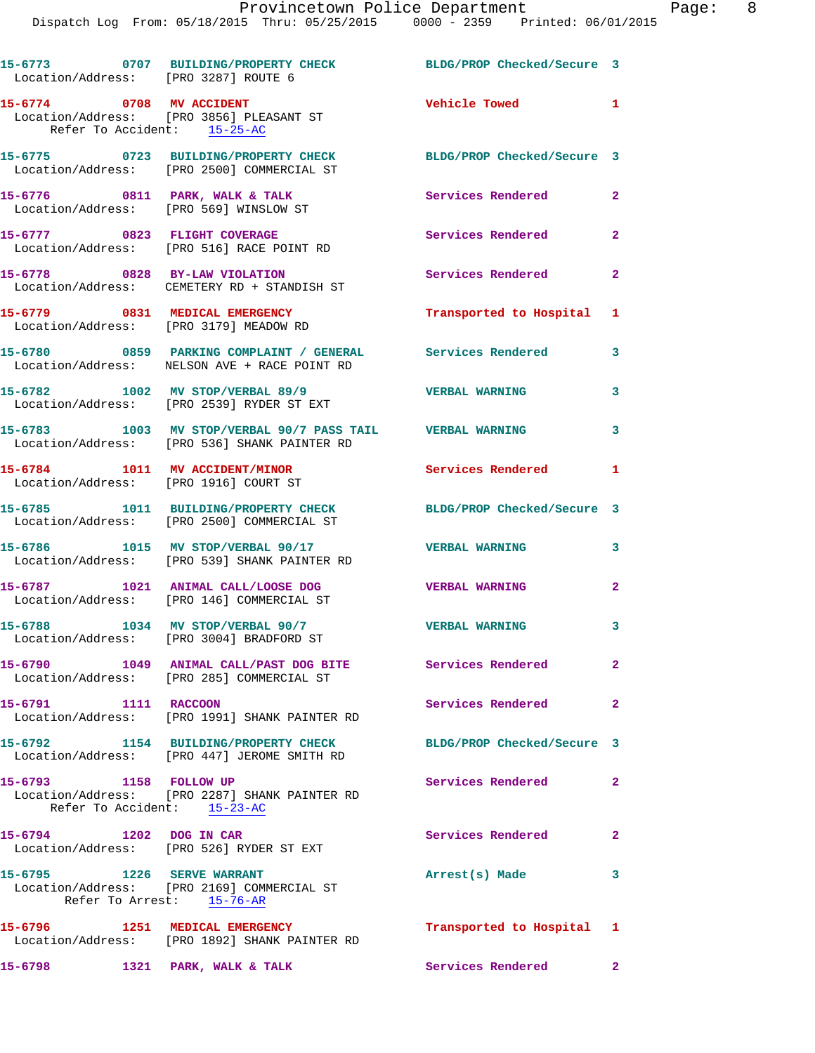15-6773 0707 BUILDING/PROPERTY CHECK BLDG/PROP Checked/Secure 3
Location/Address: [PRO 3287] ROUTE 6

15-6774 0708 MV ACCIDENT Vehicle Towed 1
Location/Address: [PRO 3856] PLEASANT ST
Refer To Accident: 15-25-AC

15-6775 0723 BUILDING/PROPERTY CHECK BLDG/PROP Checked/Secure 3
Location/Address: [PRO 2500] COMMERCIAL ST

15-6776 0811 PARK, WALK & TALK Services Rendered 2
Location/Address: [PRO 569] WINSLOW ST

15-6777 0823 FLIGHT COVERAGE Services Rendered 2
Location/Address: [PRO 516] RACE POINT RD

15-6778 0828 BY-LAW VIOLATION Services Rendered 2
Location/Address: CEMETERY RD + STANDISH ST

15-6779 0831 MEDICAL EMERGENCY Transported to Hospital 1
Location/Address: [PRO 3179] MEADOW RD

15-6780 0859 PARKING COMPLAINT / GENERAL Services Rendered 3
Location/Address: NELSON AVE + RACE POINT RD

15-6782 1002 MV STOP/VERBAL 89/9 VERBAL WARNING 3
Location/Address: [PRO 2539] RYDER ST EXT

15-6783 1003 MV STOP/VERBAL 90/7 PASS TAIL VERBAL WARNING 3
Location/Address: [PRO 536] SHANK PAINTER RD

15-6784 1011 MV ACCIDENT/MINOR Services Rendered 1
Location/Address: [PRO 1916] COURT ST

15-6785 1011 BUILDING/PROPERTY CHECK BLDG/PROP Checked/Secure 3
Location/Address: [PRO 2500] COMMERCIAL ST

15-6786 1015 MV STOP/VERBAL 90/17 VERBAL WARNING 3
Location/Address: [PRO 539] SHANK PAINTER RD

15-6787 1021 ANIMAL CALL/LOOSE DOG VERBAL WARNING 2
Location/Address: [PRO 146] COMMERCIAL ST

15-6788 1034 MV STOP/VERBAL 90/7 VERBAL WARNING 3
Location/Address: [PRO 3004] BRADFORD ST

15-6790 1049 ANIMAL CALL/PAST DOG BITE Services Rendered 2
Location/Address: [PRO 285] COMMERCIAL ST

15-6791 1111 RACCOON Services Rendered 2
Location/Address: [PRO 1991] SHANK PAINTER RD

15-6792 1154 BUILDING/PROPERTY CHECK BLDG/PROP Checked/Secure 3
Location/Address: [PRO 447] JEROME SMITH RD

15-6793 1158 FOLLOW UP Services Rendered 2
Location/Address: [PRO 2287] SHANK PAINTER RD
Refer To Accident: 15-23-AC

15-6794 1202 DOG IN CAR Services Rendered 2
Location/Address: [PRO 526] RYDER ST EXT

15-6795 1226 SERVE WARRANT Arrest(s) Made 3
Location/Address: [PRO 2169] COMMERCIAL ST
Refer To Arrest: 15-76-AR

15-6796 1251 MEDICAL EMERGENCY Transported to Hospital 1
Location/Address: [PRO 1892] SHANK PAINTER RD

15-6798 1321 PARK, WALK & TALK Services Rendered 2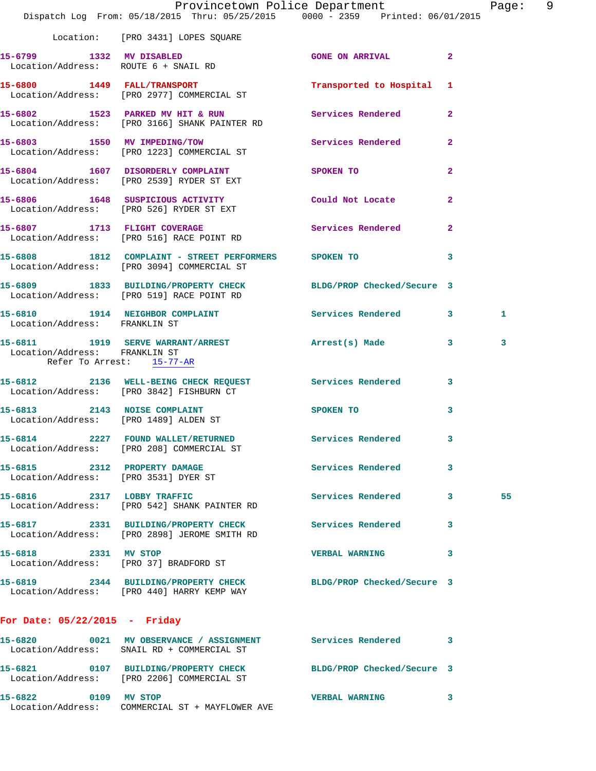Location: [PRO 3431] LOPES SQUARE

**15-6799 1332 MV DISABLED** GONE ON ARRIVAL 2
Location/Address: ROUTE 6 + SNAIL RD

**15-6800 1449 FALL/TRANSPORT** Transported to Hospital 1
Location/Address: [PRO 2977] COMMERCIAL ST

**15-6802 1523 PARKED MV HIT & RUN** Services Rendered 2
Location/Address: [PRO 3166] SHANK PAINTER RD

**15-6803 1550 MV IMPEDING/TOW** Services Rendered 2
Location/Address: [PRO 1223] COMMERCIAL ST

**15-6804 1607 DISORDERLY COMPLAINT** SPOKEN TO 2
Location/Address: [PRO 2539] RYDER ST EXT

**15-6806 1648 SUSPICIOUS ACTIVITY** Could Not Locate 2
Location/Address: [PRO 526] RYDER ST EXT

**15-6807 1713 FLIGHT COVERAGE** Services Rendered 2
Location/Address: [PRO 516] RACE POINT RD

**15-6808 1812 COMPLAINT - STREET PERFORMERS** SPOKEN TO 3
Location/Address: [PRO 3094] COMMERCIAL ST

**15-6809 1833 BUILDING/PROPERTY CHECK** BLDG/PROP Checked/Secure 3
Location/Address: [PRO 519] RACE POINT RD

**15-6810 1914 NEIGHBOR COMPLAINT** Services Rendered 3 1
Location/Address: FRANKLIN ST

**15-6811 1919 SERVE WARRANT/ARREST** Arrest(s) Made 3 3
Location/Address: FRANKLIN ST
Refer To Arrest: 15-77-AR

**15-6812 2136 WELL-BEING CHECK REQUEST** Services Rendered 3
Location/Address: [PRO 3842] FISHBURN CT

**15-6813 2143 NOISE COMPLAINT** SPOKEN TO 3
Location/Address: [PRO 1489] ALDEN ST

**15-6814 2227 FOUND WALLET/RETURNED** Services Rendered 3
Location/Address: [PRO 208] COMMERCIAL ST

**15-6815 2312 PROPERTY DAMAGE** Services Rendered 3
Location/Address: [PRO 3531] DYER ST

**15-6816 2317 LOBBY TRAFFIC** Services Rendered 3 55
Location/Address: [PRO 542] SHANK PAINTER RD

**15-6817 2331 BUILDING/PROPERTY CHECK** Services Rendered 3
Location/Address: [PRO 2898] JEROME SMITH RD

**15-6818 2331 MV STOP** VERBAL WARNING 3
Location/Address: [PRO 37] BRADFORD ST

**15-6819 2344 BUILDING/PROPERTY CHECK** BLDG/PROP Checked/Secure 3
Location/Address: [PRO 440] HARRY KEMP WAY

## For Date: 05/22/2015 - Friday

**15-6820 0021 MV OBSERVANCE / ASSIGNMENT** Services Rendered 3
Location/Address: SNAIL RD + COMMERCIAL ST

**15-6821 0107 BUILDING/PROPERTY CHECK** BLDG/PROP Checked/Secure 3
Location/Address: [PRO 2206] COMMERCIAL ST

**15-6822 0109 MV STOP** VERBAL WARNING 3
Location/Address: COMMERCIAL ST + MAYFLOWER AVE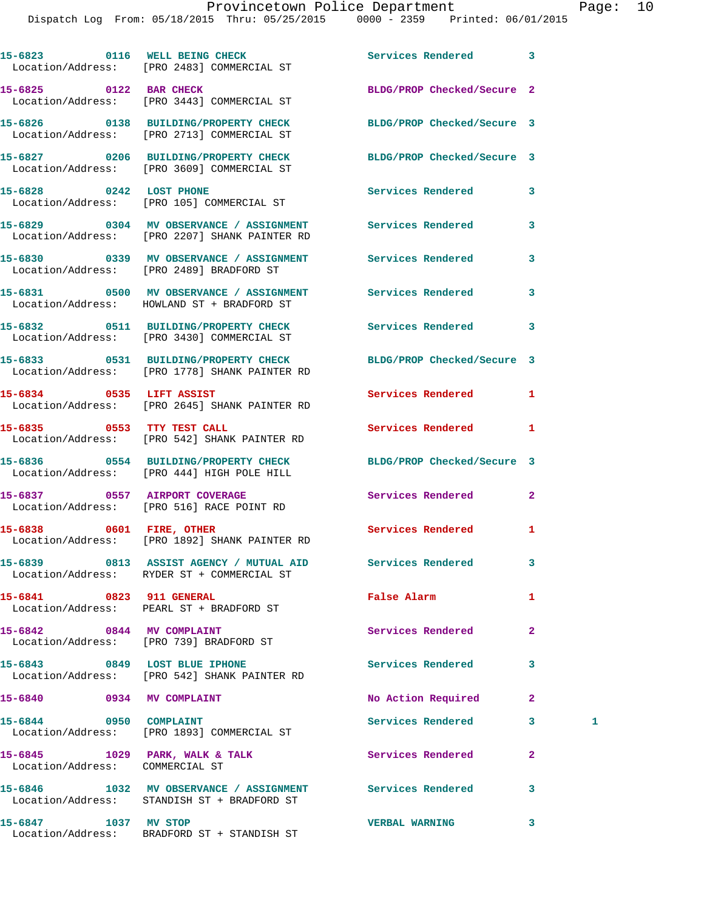15-6823 0116 WELL BEING CHECK Services Rendered 3
Location/Address: [PRO 2483] COMMERCIAL ST

15-6825 0122 BAR CHECK BLDG/PROP Checked/Secure 2
Location/Address: [PRO 3443] COMMERCIAL ST

15-6826 0138 BUILDING/PROPERTY CHECK BLDG/PROP Checked/Secure 3
Location/Address: [PRO 2713] COMMERCIAL ST

15-6827 0206 BUILDING/PROPERTY CHECK BLDG/PROP Checked/Secure 3
Location/Address: [PRO 3609] COMMERCIAL ST

15-6828 0242 LOST PHONE Services Rendered 3
Location/Address: [PRO 105] COMMERCIAL ST

15-6829 0304 MV OBSERVANCE / ASSIGNMENT Services Rendered 3
Location/Address: [PRO 2207] SHANK PAINTER RD

15-6830 0339 MV OBSERVANCE / ASSIGNMENT Services Rendered 3
Location/Address: [PRO 2489] BRADFORD ST

15-6831 0500 MV OBSERVANCE / ASSIGNMENT Services Rendered 3
Location/Address: HOWLAND ST + BRADFORD ST

15-6832 0511 BUILDING/PROPERTY CHECK Services Rendered 3
Location/Address: [PRO 3430] COMMERCIAL ST

15-6833 0531 BUILDING/PROPERTY CHECK BLDG/PROP Checked/Secure 3
Location/Address: [PRO 1778] SHANK PAINTER RD

15-6834 0535 LIFT ASSIST Services Rendered 1
Location/Address: [PRO 2645] SHANK PAINTER RD

15-6835 0553 TTY TEST CALL Services Rendered 1
Location/Address: [PRO 542] SHANK PAINTER RD

15-6836 0554 BUILDING/PROPERTY CHECK BLDG/PROP Checked/Secure 3
Location/Address: [PRO 444] HIGH POLE HILL

15-6837 0557 AIRPORT COVERAGE Services Rendered 2
Location/Address: [PRO 516] RACE POINT RD

15-6838 0601 FIRE, OTHER Services Rendered 1
Location/Address: [PRO 1892] SHANK PAINTER RD

15-6839 0813 ASSIST AGENCY / MUTUAL AID Services Rendered 3
Location/Address: RYDER ST + COMMERCIAL ST

15-6841 0823 911 GENERAL False Alarm 1
Location/Address: PEARL ST + BRADFORD ST

15-6842 0844 MV COMPLAINT Services Rendered 2
Location/Address: [PRO 739] BRADFORD ST

15-6843 0849 LOST BLUE IPHONE Services Rendered 3
Location/Address: [PRO 542] SHANK PAINTER RD

15-6840 0934 MV COMPLAINT No Action Required 2

15-6844 0950 COMPLAINT Services Rendered 3 1
Location/Address: [PRO 1893] COMMERCIAL ST

15-6845 1029 PARK, WALK & TALK Services Rendered 2
Location/Address: COMMERCIAL ST

15-6846 1032 MV OBSERVANCE / ASSIGNMENT Services Rendered 3
Location/Address: STANDISH ST + BRADFORD ST

15-6847 1037 MV STOP VERBAL WARNING 3
Location/Address: BRADFORD ST + STANDISH ST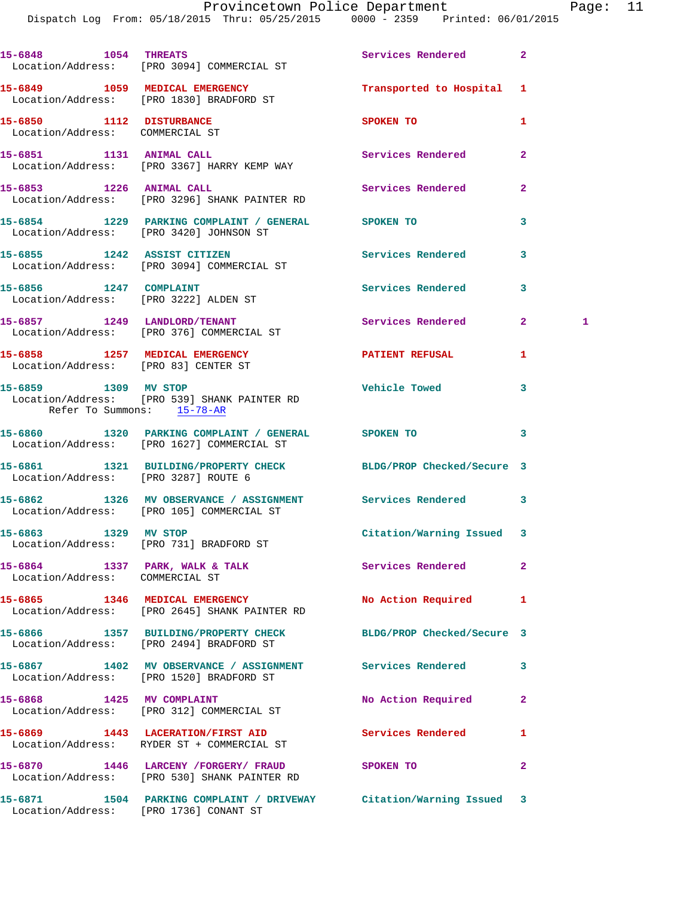| Call # | Time | Call Type | Disposition | Priority | |
|---|---|---|---|---|---|
| 15-6848 | 1054 | THREATS | Services Rendered | 2 | |
| Location/Address: [PRO 3094] COMMERCIAL ST | | | | | |
| 15-6849 | 1059 | MEDICAL EMERGENCY | Transported to Hospital | 1 | |
| Location/Address: [PRO 1830] BRADFORD ST | | | | | |
| 15-6850 | 1112 | DISTURBANCE | SPOKEN TO | 1 | |
| Location/Address: COMMERCIAL ST | | | | | |
| 15-6851 | 1131 | ANIMAL CALL | Services Rendered | 2 | |
| Location/Address: [PRO 3367] HARRY KEMP WAY | | | | | |
| 15-6853 | 1226 | ANIMAL CALL | Services Rendered | 2 | |
| Location/Address: [PRO 3296] SHANK PAINTER RD | | | | | |
| 15-6854 | 1229 | PARKING COMPLAINT / GENERAL | SPOKEN TO | 3 | |
| Location/Address: [PRO 3420] JOHNSON ST | | | | | |
| 15-6855 | 1242 | ASSIST CITIZEN | Services Rendered | 3 | |
| Location/Address: [PRO 3094] COMMERCIAL ST | | | | | |
| 15-6856 | 1247 | COMPLAINT | Services Rendered | 3 | |
| Location/Address: [PRO 3222] ALDEN ST | | | | | |
| 15-6857 | 1249 | LANDLORD/TENANT | Services Rendered | 2 | 1 |
| Location/Address: [PRO 376] COMMERCIAL ST | | | | | |
| 15-6858 | 1257 | MEDICAL EMERGENCY | PATIENT REFUSAL | 1 | |
| Location/Address: [PRO 83] CENTER ST | | | | | |
| 15-6859 | 1309 | MV STOP | Vehicle Towed | 3 | |
| Location/Address: [PRO 539] SHANK PAINTER RD | | | | | |
| Refer To Summons: 15-78-AR | | | | | |
| 15-6860 | 1320 | PARKING COMPLAINT / GENERAL | SPOKEN TO | 3 | |
| Location/Address: [PRO 1627] COMMERCIAL ST | | | | | |
| 15-6861 | 1321 | BUILDING/PROPERTY CHECK | BLDG/PROP Checked/Secure | 3 | |
| Location/Address: [PRO 3287] ROUTE 6 | | | | | |
| 15-6862 | 1326 | MV OBSERVANCE / ASSIGNMENT | Services Rendered | 3 | |
| Location/Address: [PRO 105] COMMERCIAL ST | | | | | |
| 15-6863 | 1329 | MV STOP | Citation/Warning Issued | 3 | |
| Location/Address: [PRO 731] BRADFORD ST | | | | | |
| 15-6864 | 1337 | PARK, WALK & TALK | Services Rendered | 2 | |
| Location/Address: COMMERCIAL ST | | | | | |
| 15-6865 | 1346 | MEDICAL EMERGENCY | No Action Required | 1 | |
| Location/Address: [PRO 2645] SHANK PAINTER RD | | | | | |
| 15-6866 | 1357 | BUILDING/PROPERTY CHECK | BLDG/PROP Checked/Secure | 3 | |
| Location/Address: [PRO 2494] BRADFORD ST | | | | | |
| 15-6867 | 1402 | MV OBSERVANCE / ASSIGNMENT | Services Rendered | 3 | |
| Location/Address: [PRO 1520] BRADFORD ST | | | | | |
| 15-6868 | 1425 | MV COMPLAINT | No Action Required | 2 | |
| Location/Address: [PRO 312] COMMERCIAL ST | | | | | |
| 15-6869 | 1443 | LACERATION/FIRST AID | Services Rendered | 1 | |
| Location/Address: RYDER ST + COMMERCIAL ST | | | | | |
| 15-6870 | 1446 | LARCENY /FORGERY/ FRAUD | SPOKEN TO | 2 | |
| Location/Address: [PRO 530] SHANK PAINTER RD | | | | | |
| 15-6871 | 1504 | PARKING COMPLAINT / DRIVEWAY | Citation/Warning Issued | 3 | |
| Location/Address: [PRO 1736] CONANT ST | | | | | |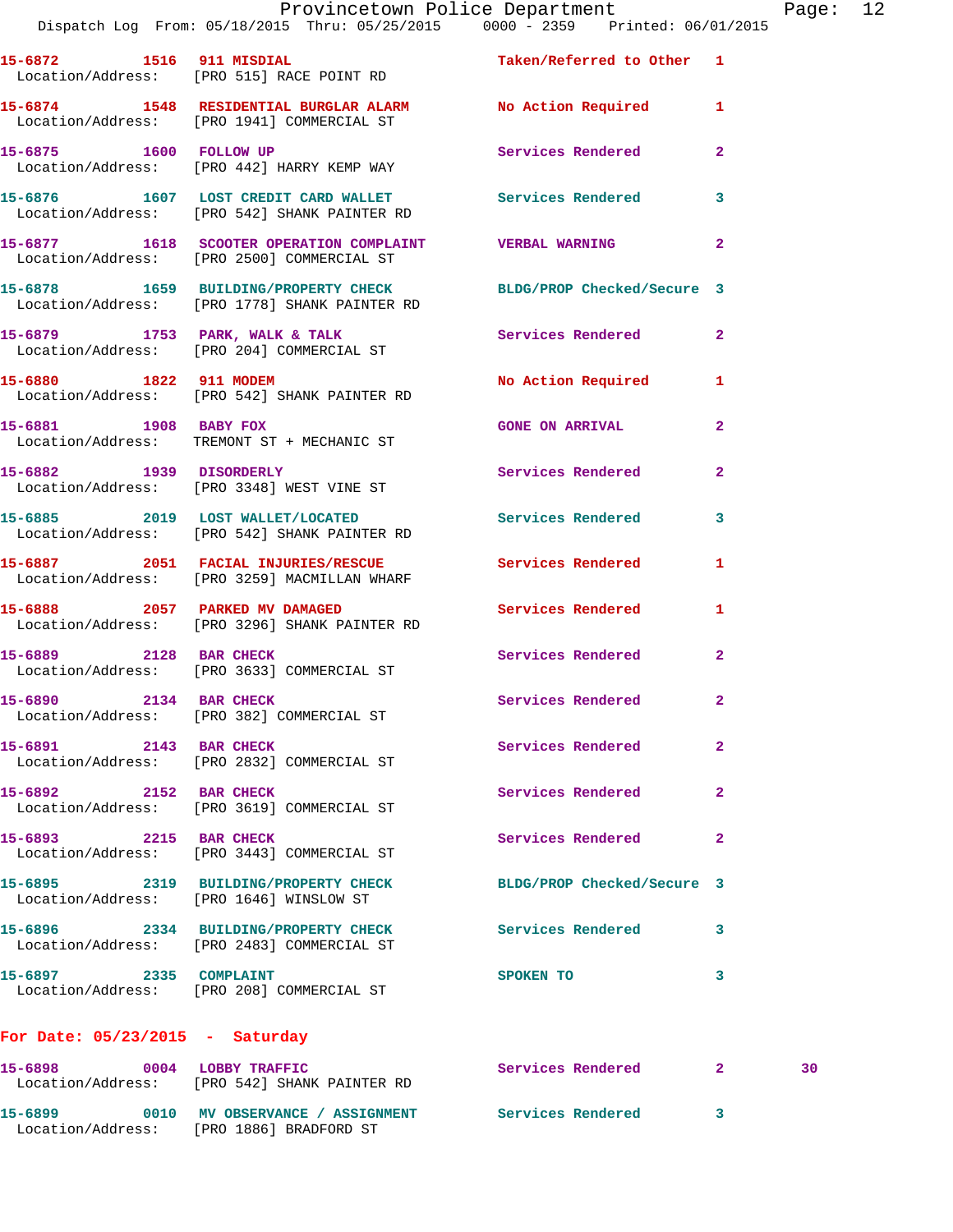15-6872 1516 911 MISDIAL Taken/Referred to Other 1
Location/Address: [PRO 515] RACE POINT RD

15-6874 1548 RESIDENTIAL BURGLAR ALARM No Action Required 1
Location/Address: [PRO 1941] COMMERCIAL ST

15-6875 1600 FOLLOW UP Services Rendered 2
Location/Address: [PRO 442] HARRY KEMP WAY

15-6876 1607 LOST CREDIT CARD WALLET Services Rendered 3
Location/Address: [PRO 542] SHANK PAINTER RD

15-6877 1618 SCOOTER OPERATION COMPLAINT VERBAL WARNING 2
Location/Address: [PRO 2500] COMMERCIAL ST

15-6878 1659 BUILDING/PROPERTY CHECK BLDG/PROP Checked/Secure 3
Location/Address: [PRO 1778] SHANK PAINTER RD

15-6879 1753 PARK, WALK & TALK Services Rendered 2
Location/Address: [PRO 204] COMMERCIAL ST

15-6880 1822 911 MODEM No Action Required 1
Location/Address: [PRO 542] SHANK PAINTER RD

15-6881 1908 BABY FOX GONE ON ARRIVAL 2
Location/Address: TREMONT ST + MECHANIC ST

15-6882 1939 DISORDERLY Services Rendered 2
Location/Address: [PRO 3348] WEST VINE ST

15-6885 2019 LOST WALLET/LOCATED Services Rendered 3
Location/Address: [PRO 542] SHANK PAINTER RD

15-6887 2051 FACIAL INJURIES/RESCUE Services Rendered 1
Location/Address: [PRO 3259] MACMILLAN WHARF

15-6888 2057 PARKED MV DAMAGED Services Rendered 1
Location/Address: [PRO 3296] SHANK PAINTER RD

15-6889 2128 BAR CHECK Services Rendered 2
Location/Address: [PRO 3633] COMMERCIAL ST

15-6890 2134 BAR CHECK Services Rendered 2
Location/Address: [PRO 382] COMMERCIAL ST

15-6891 2143 BAR CHECK Services Rendered 2
Location/Address: [PRO 2832] COMMERCIAL ST

15-6892 2152 BAR CHECK Services Rendered 2
Location/Address: [PRO 3619] COMMERCIAL ST

15-6893 2215 BAR CHECK Services Rendered 2
Location/Address: [PRO 3443] COMMERCIAL ST

15-6895 2319 BUILDING/PROPERTY CHECK BLDG/PROP Checked/Secure 3
Location/Address: [PRO 1646] WINSLOW ST

15-6896 2334 BUILDING/PROPERTY CHECK Services Rendered 3
Location/Address: [PRO 2483] COMMERCIAL ST

15-6897 2335 COMPLAINT SPOKEN TO 3
Location/Address: [PRO 208] COMMERCIAL ST

**For Date: 05/23/2015 - Saturday**

15-6898 0004 LOBBY TRAFFIC Services Rendered 2 30
Location/Address: [PRO 542] SHANK PAINTER RD

15-6899 0010 MV OBSERVANCE / ASSIGNMENT Services Rendered 3
Location/Address: [PRO 1886] BRADFORD ST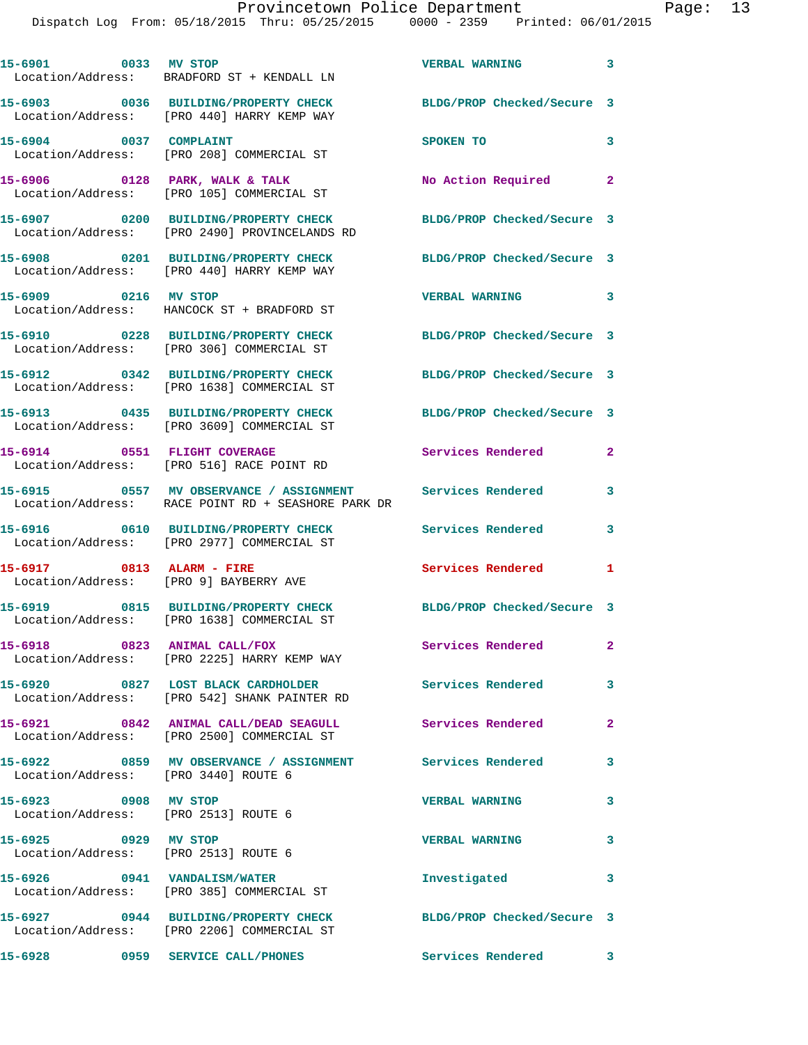15-6901 0033 MV STOP VERBAL WARNING 3
Location/Address: BRADFORD ST + KENDALL LN

15-6903 0036 BUILDING/PROPERTY CHECK BLDG/PROP Checked/Secure 3
Location/Address: [PRO 440] HARRY KEMP WAY

15-6904 0037 COMPLAINT SPOKEN TO 3
Location/Address: [PRO 208] COMMERCIAL ST

15-6906 0128 PARK, WALK & TALK No Action Required 2
Location/Address: [PRO 105] COMMERCIAL ST

15-6907 0200 BUILDING/PROPERTY CHECK BLDG/PROP Checked/Secure 3
Location/Address: [PRO 2490] PROVINCELANDS RD

15-6908 0201 BUILDING/PROPERTY CHECK BLDG/PROP Checked/Secure 3
Location/Address: [PRO 440] HARRY KEMP WAY

15-6909 0216 MV STOP VERBAL WARNING 3
Location/Address: HANCOCK ST + BRADFORD ST

15-6910 0228 BUILDING/PROPERTY CHECK BLDG/PROP Checked/Secure 3
Location/Address: [PRO 306] COMMERCIAL ST

15-6912 0342 BUILDING/PROPERTY CHECK BLDG/PROP Checked/Secure 3
Location/Address: [PRO 1638] COMMERCIAL ST

15-6913 0435 BUILDING/PROPERTY CHECK BLDG/PROP Checked/Secure 3
Location/Address: [PRO 3609] COMMERCIAL ST

15-6914 0551 FLIGHT COVERAGE Services Rendered 2
Location/Address: [PRO 516] RACE POINT RD

15-6915 0557 MV OBSERVANCE / ASSIGNMENT Services Rendered 3
Location/Address: RACE POINT RD + SEASHORE PARK DR

15-6916 0610 BUILDING/PROPERTY CHECK Services Rendered 3
Location/Address: [PRO 2977] COMMERCIAL ST

15-6917 0813 ALARM - FIRE Services Rendered 1
Location/Address: [PRO 9] BAYBERRY AVE

15-6919 0815 BUILDING/PROPERTY CHECK BLDG/PROP Checked/Secure 3
Location/Address: [PRO 1638] COMMERCIAL ST

15-6918 0823 ANIMAL CALL/FOX Services Rendered 2
Location/Address: [PRO 2225] HARRY KEMP WAY

15-6920 0827 LOST BLACK CARDHOLDER Services Rendered 3
Location/Address: [PRO 542] SHANK PAINTER RD

15-6921 0842 ANIMAL CALL/DEAD SEAGULL Services Rendered 2
Location/Address: [PRO 2500] COMMERCIAL ST

15-6922 0859 MV OBSERVANCE / ASSIGNMENT Services Rendered 3
Location/Address: [PRO 3440] ROUTE 6

15-6923 0908 MV STOP VERBAL WARNING 3
Location/Address: [PRO 2513] ROUTE 6

15-6925 0929 MV STOP VERBAL WARNING 3
Location/Address: [PRO 2513] ROUTE 6

15-6926 0941 VANDALISM/WATER Investigated 3
Location/Address: [PRO 385] COMMERCIAL ST

15-6927 0944 BUILDING/PROPERTY CHECK BLDG/PROP Checked/Secure 3
Location/Address: [PRO 2206] COMMERCIAL ST

15-6928 0959 SERVICE CALL/PHONES Services Rendered 3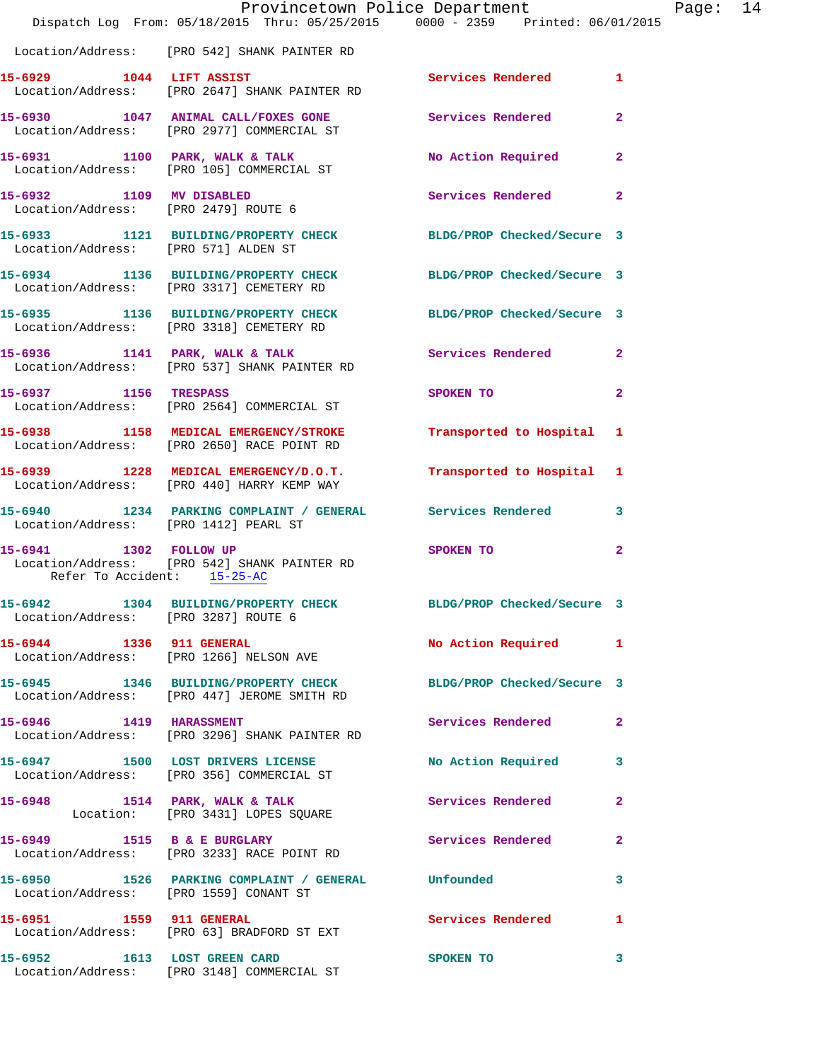Location/Address: [PRO 542] SHANK PAINTER RD

**15-6929** 1044 **LIFT ASSIST** Services Rendered 1
Location/Address: [PRO 2647] SHANK PAINTER RD

**15-6930** 1047 **ANIMAL CALL/FOXES GONE** Services Rendered 2
Location/Address: [PRO 2977] COMMERCIAL ST

**15-6931** 1100 **PARK, WALK & TALK** No Action Required 2
Location/Address: [PRO 105] COMMERCIAL ST

**15-6932** 1109 **MV DISABLED** Services Rendered 2
Location/Address: [PRO 2479] ROUTE 6

**15-6933** 1121 **BUILDING/PROPERTY CHECK** BLDG/PROP Checked/Secure 3
Location/Address: [PRO 571] ALDEN ST

**15-6934** 1136 **BUILDING/PROPERTY CHECK** BLDG/PROP Checked/Secure 3
Location/Address: [PRO 3317] CEMETERY RD

**15-6935** 1136 **BUILDING/PROPERTY CHECK** BLDG/PROP Checked/Secure 3
Location/Address: [PRO 3318] CEMETERY RD

**15-6936** 1141 **PARK, WALK & TALK** Services Rendered 2
Location/Address: [PRO 537] SHANK PAINTER RD

**15-6937** 1156 **TRESPASS** SPOKEN TO 2
Location/Address: [PRO 2564] COMMERCIAL ST

**15-6938** 1158 **MEDICAL EMERGENCY/STROKE** Transported to Hospital 1
Location/Address: [PRO 2650] RACE POINT RD

**15-6939** 1228 **MEDICAL EMERGENCY/D.O.T.** Transported to Hospital 1
Location/Address: [PRO 440] HARRY KEMP WAY

**15-6940** 1234 **PARKING COMPLAINT / GENERAL** Services Rendered 3
Location/Address: [PRO 1412] PEARL ST

**15-6941** 1302 **FOLLOW UP** SPOKEN TO 2
Location/Address: [PRO 542] SHANK PAINTER RD
Refer To Accident: 15-25-AC

**15-6942** 1304 **BUILDING/PROPERTY CHECK** BLDG/PROP Checked/Secure 3
Location/Address: [PRO 3287] ROUTE 6

**15-6944** 1336 **911 GENERAL** No Action Required 1
Location/Address: [PRO 1266] NELSON AVE

**15-6945** 1346 **BUILDING/PROPERTY CHECK** BLDG/PROP Checked/Secure 3
Location/Address: [PRO 447] JEROME SMITH RD

**15-6946** 1419 **HARASSMENT** Services Rendered 2
Location/Address: [PRO 3296] SHANK PAINTER RD

**15-6947** 1500 **LOST DRIVERS LICENSE** No Action Required 3
Location/Address: [PRO 356] COMMERCIAL ST

**15-6948** 1514 **PARK, WALK & TALK** Services Rendered 2
Location: [PRO 3431] LOPES SQUARE

**15-6949** 1515 **B & E BURGLARY** Services Rendered 2
Location/Address: [PRO 3233] RACE POINT RD

**15-6950** 1526 **PARKING COMPLAINT / GENERAL** Unfounded 3
Location/Address: [PRO 1559] CONANT ST

**15-6951** 1559 **911 GENERAL** Services Rendered 1
Location/Address: [PRO 63] BRADFORD ST EXT

**15-6952** 1613 **LOST GREEN CARD** SPOKEN TO 3
Location/Address: [PRO 3148] COMMERCIAL ST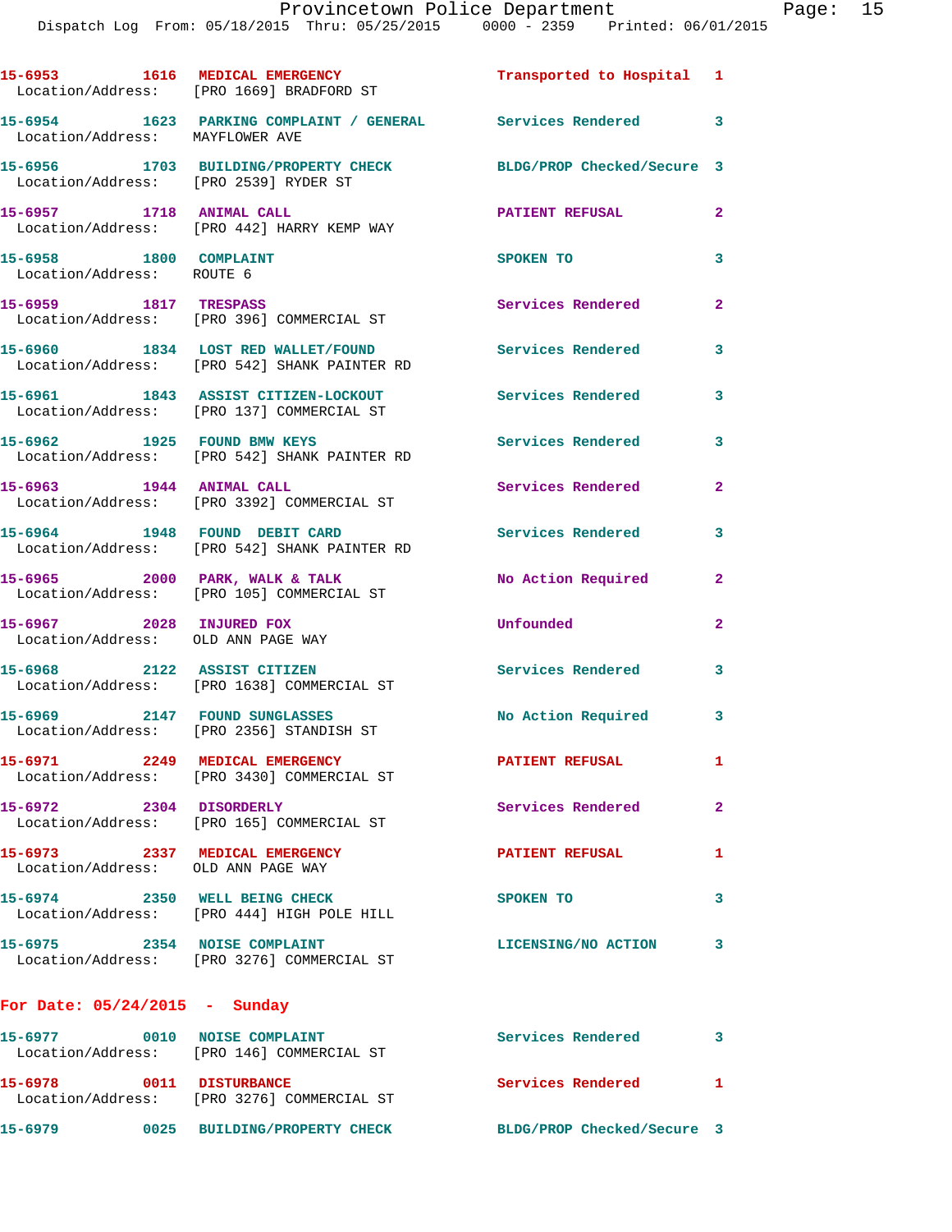15-6953 1616 MEDICAL EMERGENCY Transported to Hospital 1
Location/Address: [PRO 1669] BRADFORD ST

15-6954 1623 PARKING COMPLAINT / GENERAL Services Rendered 3
Location/Address: MAYFLOWER AVE

15-6956 1703 BUILDING/PROPERTY CHECK BLDG/PROP Checked/Secure 3
Location/Address: [PRO 2539] RYDER ST

15-6957 1718 ANIMAL CALL PATIENT REFUSAL 2
Location/Address: [PRO 442] HARRY KEMP WAY

15-6958 1800 COMPLAINT SPOKEN TO 3
Location/Address: ROUTE 6

15-6959 1817 TRESPASS Services Rendered 2
Location/Address: [PRO 396] COMMERCIAL ST

15-6960 1834 LOST RED WALLET/FOUND Services Rendered 3
Location/Address: [PRO 542] SHANK PAINTER RD

15-6961 1843 ASSIST CITIZEN-LOCKOUT Services Rendered 3
Location/Address: [PRO 137] COMMERCIAL ST

15-6962 1925 FOUND BMW KEYS Services Rendered 3
Location/Address: [PRO 542] SHANK PAINTER RD

15-6963 1944 ANIMAL CALL Services Rendered 2
Location/Address: [PRO 3392] COMMERCIAL ST

15-6964 1948 FOUND DEBIT CARD Services Rendered 3
Location/Address: [PRO 542] SHANK PAINTER RD

15-6965 2000 PARK, WALK & TALK No Action Required 2
Location/Address: [PRO 105] COMMERCIAL ST

15-6967 2028 INJURED FOX Unfounded 2
Location/Address: OLD ANN PAGE WAY

15-6968 2122 ASSIST CITIZEN Services Rendered 3
Location/Address: [PRO 1638] COMMERCIAL ST

15-6969 2147 FOUND SUNGLASSES No Action Required 3
Location/Address: [PRO 2356] STANDISH ST

15-6971 2249 MEDICAL EMERGENCY PATIENT REFUSAL 1
Location/Address: [PRO 3430] COMMERCIAL ST

15-6972 2304 DISORDERLY Services Rendered 2
Location/Address: [PRO 165] COMMERCIAL ST

15-6973 2337 MEDICAL EMERGENCY PATIENT REFUSAL 1
Location/Address: OLD ANN PAGE WAY

15-6974 2350 WELL BEING CHECK SPOKEN TO 3
Location/Address: [PRO 444] HIGH POLE HILL

15-6975 2354 NOISE COMPLAINT LICENSING/NO ACTION 3
Location/Address: [PRO 3276] COMMERCIAL ST

**For Date: 05/24/2015 - Sunday**

15-6977 0010 NOISE COMPLAINT Services Rendered 3
Location/Address: [PRO 146] COMMERCIAL ST

15-6978 0011 DISTURBANCE Services Rendered 1
Location/Address: [PRO 3276] COMMERCIAL ST

15-6979 0025 BUILDING/PROPERTY CHECK BLDG/PROP Checked/Secure 3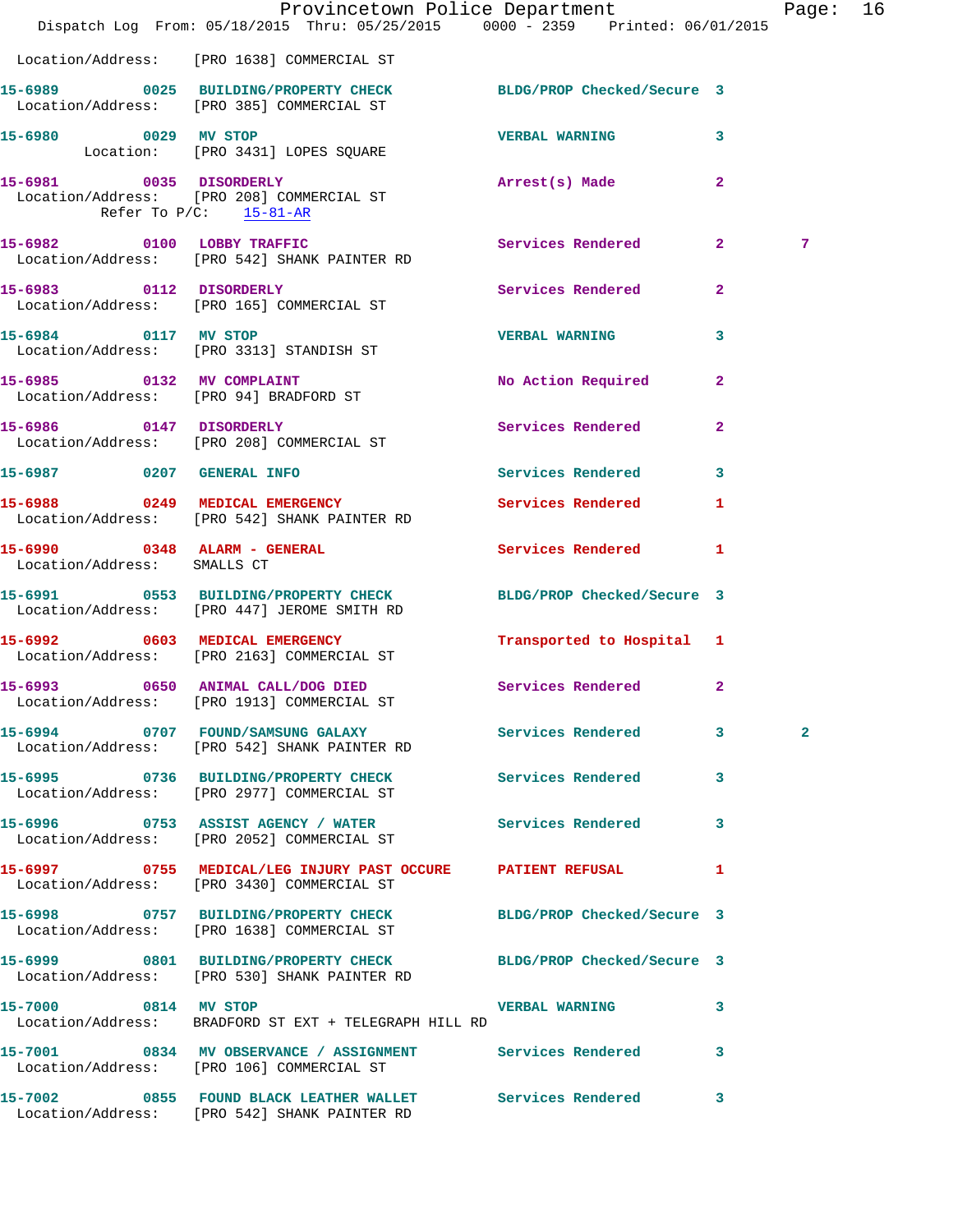Location/Address: [PRO 1638] COMMERCIAL ST

| Call # | Time | Call Reason | Action | Priority | |
|---|---|---|---|---|---|
| 15-6989 | 0025 | BUILDING/PROPERTY CHECK | BLDG/PROP Checked/Secure | 3 | |
| | | Location/Address: [PRO 385] COMMERCIAL ST | | | |
| 15-6980 | 0029 | MV STOP | VERBAL WARNING | 3 | |
| | | Location: [PRO 3431] LOPES SQUARE | | | |
| 15-6981 | 0035 | DISORDERLY | Arrest(s) Made | 2 | |
| | | Location/Address: [PRO 208] COMMERCIAL ST; Refer To P/C: 15-81-AR | | | |
| 15-6982 | 0100 | LOBBY TRAFFIC | Services Rendered | 2 | 7 |
| | | Location/Address: [PRO 542] SHANK PAINTER RD | | | |
| 15-6983 | 0112 | DISORDERLY | Services Rendered | 2 | |
| | | Location/Address: [PRO 165] COMMERCIAL ST | | | |
| 15-6984 | 0117 | MV STOP | VERBAL WARNING | 3 | |
| | | Location/Address: [PRO 3313] STANDISH ST | | | |
| 15-6985 | 0132 | MV COMPLAINT | No Action Required | 2 | |
| | | Location/Address: [PRO 94] BRADFORD ST | | | |
| 15-6986 | 0147 | DISORDERLY | Services Rendered | 2 | |
| | | Location/Address: [PRO 208] COMMERCIAL ST | | | |
| 15-6987 | 0207 | GENERAL INFO | Services Rendered | 3 | |
| 15-6988 | 0249 | MEDICAL EMERGENCY | Services Rendered | 1 | |
| | | Location/Address: [PRO 542] SHANK PAINTER RD | | | |
| 15-6990 | 0348 | ALARM - GENERAL | Services Rendered | 1 | |
| | | Location/Address: SMALLS CT | | | |
| 15-6991 | 0553 | BUILDING/PROPERTY CHECK | BLDG/PROP Checked/Secure | 3 | |
| | | Location/Address: [PRO 447] JEROME SMITH RD | | | |
| 15-6992 | 0603 | MEDICAL EMERGENCY | Transported to Hospital | 1 | |
| | | Location/Address: [PRO 2163] COMMERCIAL ST | | | |
| 15-6993 | 0650 | ANIMAL CALL/DOG DIED | Services Rendered | 2 | |
| | | Location/Address: [PRO 1913] COMMERCIAL ST | | | |
| 15-6994 | 0707 | FOUND/SAMSUNG GALAXY | Services Rendered | 3 | 2 |
| | | Location/Address: [PRO 542] SHANK PAINTER RD | | | |
| 15-6995 | 0736 | BUILDING/PROPERTY CHECK | Services Rendered | 3 | |
| | | Location/Address: [PRO 2977] COMMERCIAL ST | | | |
| 15-6996 | 0753 | ASSIST AGENCY / WATER | Services Rendered | 3 | |
| | | Location/Address: [PRO 2052] COMMERCIAL ST | | | |
| 15-6997 | 0755 | MEDICAL/LEG INJURY PAST OCCURE | PATIENT REFUSAL | 1 | |
| | | Location/Address: [PRO 3430] COMMERCIAL ST | | | |
| 15-6998 | 0757 | BUILDING/PROPERTY CHECK | BLDG/PROP Checked/Secure | 3 | |
| | | Location/Address: [PRO 1638] COMMERCIAL ST | | | |
| 15-6999 | 0801 | BUILDING/PROPERTY CHECK | BLDG/PROP Checked/Secure | 3 | |
| | | Location/Address: [PRO 530] SHANK PAINTER RD | | | |
| 15-7000 | 0814 | MV STOP | VERBAL WARNING | 3 | |
| | | Location/Address: BRADFORD ST EXT + TELEGRAPH HILL RD | | | |
| 15-7001 | 0834 | MV OBSERVANCE / ASSIGNMENT | Services Rendered | 3 | |
| | | Location/Address: [PRO 106] COMMERCIAL ST | | | |
| 15-7002 | 0855 | FOUND BLACK LEATHER WALLET | Services Rendered | 3 | |
| | | Location/Address: [PRO 542] SHANK PAINTER RD | | | |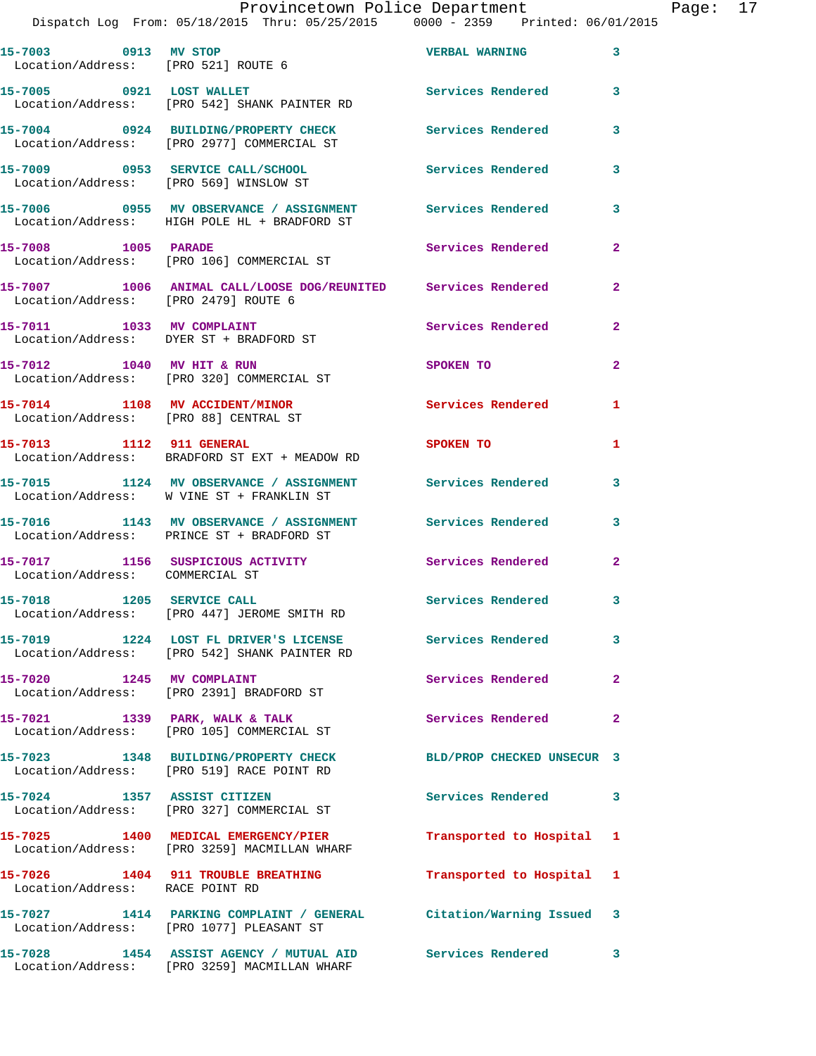| Call Number | Time | Call Reason | Action | Priority |
|---|---|---|---|---|
| 15-7003 | 0913 | MV STOP | VERBAL WARNING | 3 |
| Location/Address: [PRO 521] ROUTE 6 | | | | |
| 15-7005 | 0921 | LOST WALLET | Services Rendered | 3 |
| Location/Address: [PRO 542] SHANK PAINTER RD | | | | |
| 15-7004 | 0924 | BUILDING/PROPERTY CHECK | Services Rendered | 3 |
| Location/Address: [PRO 2977] COMMERCIAL ST | | | | |
| 15-7009 | 0953 | SERVICE CALL/SCHOOL | Services Rendered | 3 |
| Location/Address: [PRO 569] WINSLOW ST | | | | |
| 15-7006 | 0955 | MV OBSERVANCE / ASSIGNMENT | Services Rendered | 3 |
| Location/Address: HIGH POLE HL + BRADFORD ST | | | | |
| 15-7008 | 1005 | PARADE | Services Rendered | 2 |
| Location/Address: [PRO 106] COMMERCIAL ST | | | | |
| 15-7007 | 1006 | ANIMAL CALL/LOOSE DOG/REUNITED | Services Rendered | 2 |
| Location/Address: [PRO 2479] ROUTE 6 | | | | |
| 15-7011 | 1033 | MV COMPLAINT | Services Rendered | 2 |
| Location/Address: DYER ST + BRADFORD ST | | | | |
| 15-7012 | 1040 | MV HIT & RUN | SPOKEN TO | 2 |
| Location/Address: [PRO 320] COMMERCIAL ST | | | | |
| 15-7014 | 1108 | MV ACCIDENT/MINOR | Services Rendered | 1 |
| Location/Address: [PRO 88] CENTRAL ST | | | | |
| 15-7013 | 1112 | 911 GENERAL | SPOKEN TO | 1 |
| Location/Address: BRADFORD ST EXT + MEADOW RD | | | | |
| 15-7015 | 1124 | MV OBSERVANCE / ASSIGNMENT | Services Rendered | 3 |
| Location/Address: W VINE ST + FRANKLIN ST | | | | |
| 15-7016 | 1143 | MV OBSERVANCE / ASSIGNMENT | Services Rendered | 3 |
| Location/Address: PRINCE ST + BRADFORD ST | | | | |
| 15-7017 | 1156 | SUSPICIOUS ACTIVITY | Services Rendered | 2 |
| Location/Address: COMMERCIAL ST | | | | |
| 15-7018 | 1205 | SERVICE CALL | Services Rendered | 3 |
| Location/Address: [PRO 447] JEROME SMITH RD | | | | |
| 15-7019 | 1224 | LOST FL DRIVER'S LICENSE | Services Rendered | 3 |
| Location/Address: [PRO 542] SHANK PAINTER RD | | | | |
| 15-7020 | 1245 | MV COMPLAINT | Services Rendered | 2 |
| Location/Address: [PRO 2391] BRADFORD ST | | | | |
| 15-7021 | 1339 | PARK, WALK & TALK | Services Rendered | 2 |
| Location/Address: [PRO 105] COMMERCIAL ST | | | | |
| 15-7023 | 1348 | BUILDING/PROPERTY CHECK | BLD/PROP CHECKED UNSECUR | 3 |
| Location/Address: [PRO 519] RACE POINT RD | | | | |
| 15-7024 | 1357 | ASSIST CITIZEN | Services Rendered | 3 |
| Location/Address: [PRO 327] COMMERCIAL ST | | | | |
| 15-7025 | 1400 | MEDICAL EMERGENCY/PIER | Transported to Hospital | 1 |
| Location/Address: [PRO 3259] MACMILLAN WHARF | | | | |
| 15-7026 | 1404 | 911 TROUBLE BREATHING | Transported to Hospital | 1 |
| Location/Address: RACE POINT RD | | | | |
| 15-7027 | 1414 | PARKING COMPLAINT / GENERAL | Citation/Warning Issued | 3 |
| Location/Address: [PRO 1077] PLEASANT ST | | | | |
| 15-7028 | 1454 | ASSIST AGENCY / MUTUAL AID | Services Rendered | 3 |
| Location/Address: [PRO 3259] MACMILLAN WHARF | | | | |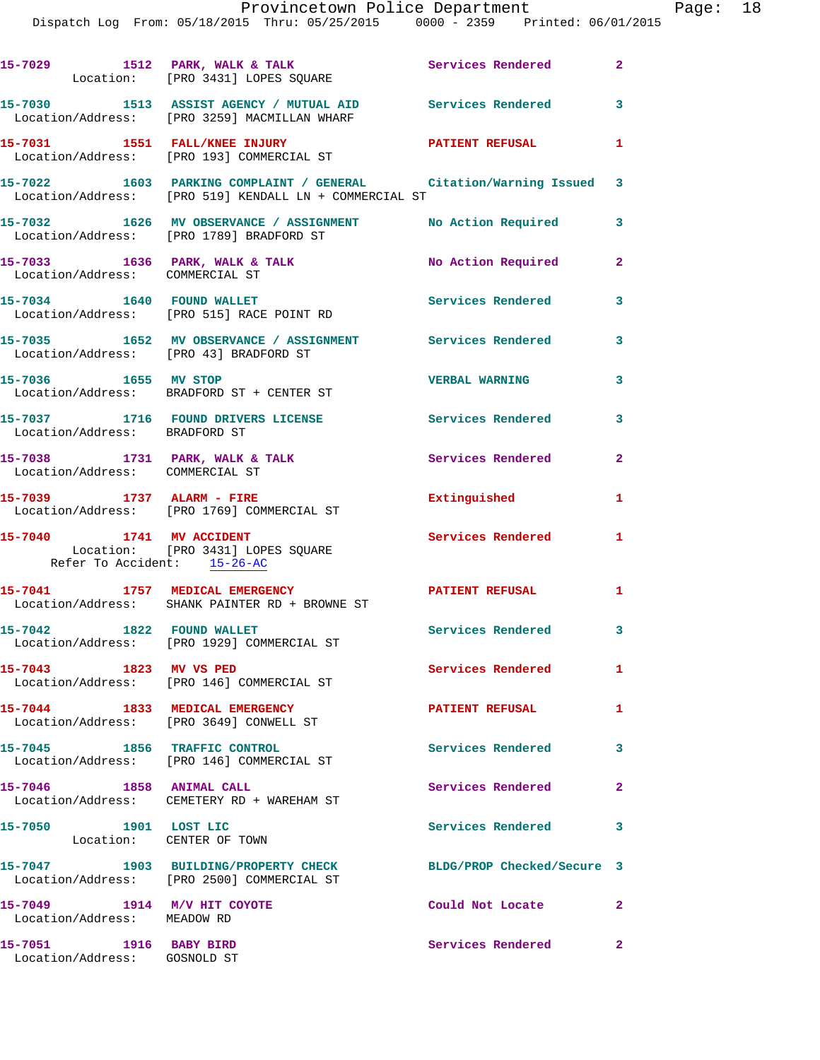15-7029 1512 PARK, WALK & TALK Services Rendered 2
Location: [PRO 3431] LOPES SQUARE

15-7030 1513 ASSIST AGENCY / MUTUAL AID Services Rendered 3
Location/Address: [PRO 3259] MACMILLAN WHARF

15-7031 1551 FALL/KNEE INJURY PATIENT REFUSAL 1
Location/Address: [PRO 193] COMMERCIAL ST

15-7022 1603 PARKING COMPLAINT / GENERAL Citation/Warning Issued 3
Location/Address: [PRO 519] KENDALL LN + COMMERCIAL ST

15-7032 1626 MV OBSERVANCE / ASSIGNMENT No Action Required 3
Location/Address: [PRO 1789] BRADFORD ST

15-7033 1636 PARK, WALK & TALK No Action Required 2
Location/Address: COMMERCIAL ST

15-7034 1640 FOUND WALLET Services Rendered 3
Location/Address: [PRO 515] RACE POINT RD

15-7035 1652 MV OBSERVANCE / ASSIGNMENT Services Rendered 3
Location/Address: [PRO 43] BRADFORD ST

15-7036 1655 MV STOP VERBAL WARNING 3
Location/Address: BRADFORD ST + CENTER ST

15-7037 1716 FOUND DRIVERS LICENSE Services Rendered 3
Location/Address: BRADFORD ST

15-7038 1731 PARK, WALK & TALK Services Rendered 2
Location/Address: COMMERCIAL ST

15-7039 1737 ALARM - FIRE Extinguished 1
Location/Address: [PRO 1769] COMMERCIAL ST

15-7040 1741 MV ACCIDENT Services Rendered 1
Location: [PRO 3431] LOPES SQUARE
Refer To Accident: 15-26-AC

15-7041 1757 MEDICAL EMERGENCY PATIENT REFUSAL 1
Location/Address: SHANK PAINTER RD + BROWNE ST

15-7042 1822 FOUND WALLET Services Rendered 3
Location/Address: [PRO 1929] COMMERCIAL ST

15-7043 1823 MV VS PED Services Rendered 1
Location/Address: [PRO 146] COMMERCIAL ST

15-7044 1833 MEDICAL EMERGENCY PATIENT REFUSAL 1
Location/Address: [PRO 3649] CONWELL ST

15-7045 1856 TRAFFIC CONTROL Services Rendered 3
Location/Address: [PRO 146] COMMERCIAL ST

15-7046 1858 ANIMAL CALL Services Rendered 2
Location/Address: CEMETERY RD + WAREHAM ST

15-7050 1901 LOST LIC Services Rendered 3
Location: CENTER OF TOWN

15-7047 1903 BUILDING/PROPERTY CHECK BLDG/PROP Checked/Secure 3
Location/Address: [PRO 2500] COMMERCIAL ST

15-7049 1914 M/V HIT COYOTE Could Not Locate 2
Location/Address: MEADOW RD

15-7051 1916 BABY BIRD Services Rendered 2
Location/Address: GOSNOLD ST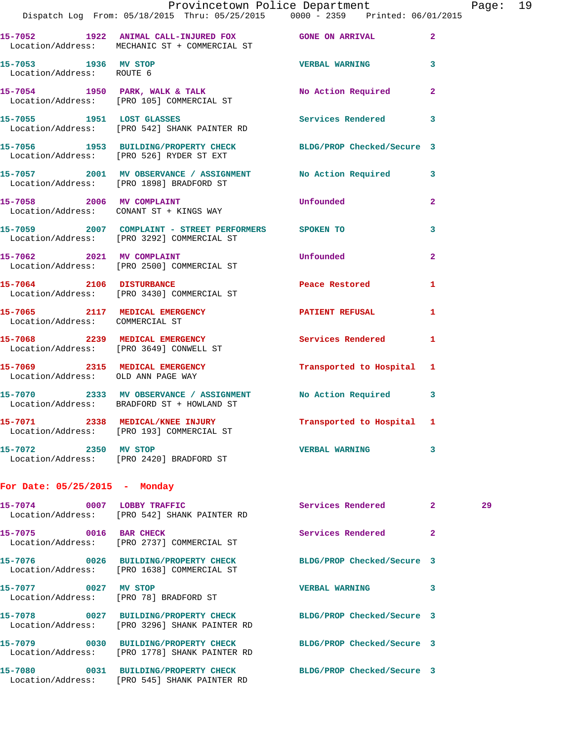15-7052 1922 ANIMAL CALL-INJURED FOX GONE ON ARRIVAL 2
Location/Address: MECHANIC ST + COMMERCIAL ST

15-7053 1936 MV STOP VERBAL WARNING 3
Location/Address: ROUTE 6

15-7054 1950 PARK, WALK & TALK No Action Required 2
Location/Address: [PRO 105] COMMERCIAL ST

15-7055 1951 LOST GLASSES Services Rendered 3
Location/Address: [PRO 542] SHANK PAINTER RD

15-7056 1953 BUILDING/PROPERTY CHECK BLDG/PROP Checked/Secure 3
Location/Address: [PRO 526] RYDER ST EXT

15-7057 2001 MV OBSERVANCE / ASSIGNMENT No Action Required 3
Location/Address: [PRO 1898] BRADFORD ST

15-7058 2006 MV COMPLAINT Unfounded 2
Location/Address: CONANT ST + KINGS WAY

15-7059 2007 COMPLAINT - STREET PERFORMERS SPOKEN TO 3
Location/Address: [PRO 3292] COMMERCIAL ST

15-7062 2021 MV COMPLAINT Unfounded 2
Location/Address: [PRO 2500] COMMERCIAL ST

15-7064 2106 DISTURBANCE Peace Restored 1
Location/Address: [PRO 3430] COMMERCIAL ST

15-7065 2117 MEDICAL EMERGENCY PATIENT REFUSAL 1
Location/Address: COMMERCIAL ST

15-7068 2239 MEDICAL EMERGENCY Services Rendered 1
Location/Address: [PRO 3649] CONWELL ST

15-7069 2315 MEDICAL EMERGENCY Transported to Hospital 1
Location/Address: OLD ANN PAGE WAY

15-7070 2333 MV OBSERVANCE / ASSIGNMENT No Action Required 3
Location/Address: BRADFORD ST + HOWLAND ST

15-7071 2338 MEDICAL/KNEE INJURY Transported to Hospital 1
Location/Address: [PRO 193] COMMERCIAL ST

15-7072 2350 MV STOP VERBAL WARNING 3
Location/Address: [PRO 2420] BRADFORD ST

## For Date: 05/25/2015 - Monday

15-7074 0007 LOBBY TRAFFIC Services Rendered 2 29
Location/Address: [PRO 542] SHANK PAINTER RD

15-7075 0016 BAR CHECK Services Rendered 2
Location/Address: [PRO 2737] COMMERCIAL ST

15-7076 0026 BUILDING/PROPERTY CHECK BLDG/PROP Checked/Secure 3
Location/Address: [PRO 1638] COMMERCIAL ST

15-7077 0027 MV STOP VERBAL WARNING 3
Location/Address: [PRO 78] BRADFORD ST

15-7078 0027 BUILDING/PROPERTY CHECK BLDG/PROP Checked/Secure 3
Location/Address: [PRO 3296] SHANK PAINTER RD

15-7079 0030 BUILDING/PROPERTY CHECK BLDG/PROP Checked/Secure 3
Location/Address: [PRO 1778] SHANK PAINTER RD

15-7080 0031 BUILDING/PROPERTY CHECK BLDG/PROP Checked/Secure 3
Location/Address: [PRO 545] SHANK PAINTER RD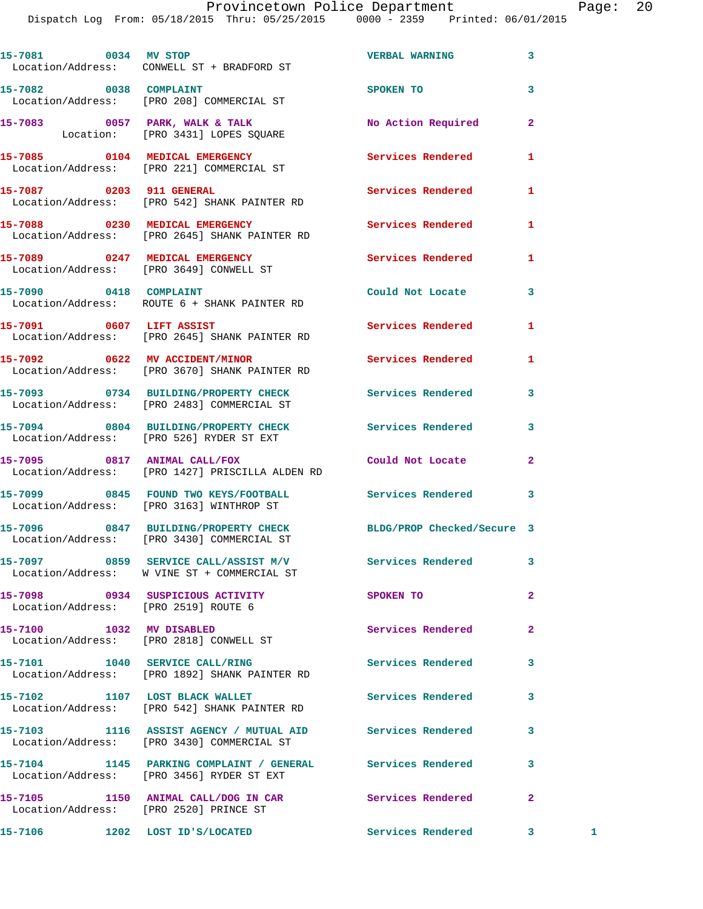| Call # | Time | Call Reason | Action | Priority | |
|---|---|---|---|---|---|
| 15-7081 | 0034 | MV STOP<br>Location/Address: CONWELL ST + BRADFORD ST | VERBAL WARNING | 3 | |
| 15-7082 | 0038 | COMPLAINT<br>Location/Address: [PRO 208] COMMERCIAL ST | SPOKEN TO | 3 | |
| 15-7083 | 0057 | PARK, WALK & TALK<br>Location: [PRO 3431] LOPES SQUARE | No Action Required | 2 | |
| 15-7085 | 0104 | MEDICAL EMERGENCY<br>Location/Address: [PRO 221] COMMERCIAL ST | Services Rendered | 1 | |
| 15-7087 | 0203 | 911 GENERAL<br>Location/Address: [PRO 542] SHANK PAINTER RD | Services Rendered | 1 | |
| 15-7088 | 0230 | MEDICAL EMERGENCY<br>Location/Address: [PRO 2645] SHANK PAINTER RD | Services Rendered | 1 | |
| 15-7089 | 0247 | MEDICAL EMERGENCY<br>Location/Address: [PRO 3649] CONWELL ST | Services Rendered | 1 | |
| 15-7090 | 0418 | COMPLAINT<br>Location/Address: ROUTE 6 + SHANK PAINTER RD | Could Not Locate | 3 | |
| 15-7091 | 0607 | LIFT ASSIST<br>Location/Address: [PRO 2645] SHANK PAINTER RD | Services Rendered | 1 | |
| 15-7092 | 0622 | MV ACCIDENT/MINOR<br>Location/Address: [PRO 3670] SHANK PAINTER RD | Services Rendered | 1 | |
| 15-7093 | 0734 | BUILDING/PROPERTY CHECK<br>Location/Address: [PRO 2483] COMMERCIAL ST | Services Rendered | 3 | |
| 15-7094 | 0804 | BUILDING/PROPERTY CHECK<br>Location/Address: [PRO 526] RYDER ST EXT | Services Rendered | 3 | |
| 15-7095 | 0817 | ANIMAL CALL/FOX<br>Location/Address: [PRO 1427] PRISCILLA ALDEN RD | Could Not Locate | 2 | |
| 15-7099 | 0845 | FOUND TWO KEYS/FOOTBALL<br>Location/Address: [PRO 3163] WINTHROP ST | Services Rendered | 3 | |
| 15-7096 | 0847 | BUILDING/PROPERTY CHECK<br>Location/Address: [PRO 3430] COMMERCIAL ST | BLDG/PROP Checked/Secure | 3 | |
| 15-7097 | 0859 | SERVICE CALL/ASSIST M/V<br>Location/Address: W VINE ST + COMMERCIAL ST | Services Rendered | 3 | |
| 15-7098 | 0934 | SUSPICIOUS ACTIVITY<br>Location/Address: [PRO 2519] ROUTE 6 | SPOKEN TO | 2 | |
| 15-7100 | 1032 | MV DISABLED<br>Location/Address: [PRO 2818] CONWELL ST | Services Rendered | 2 | |
| 15-7101 | 1040 | SERVICE CALL/RING<br>Location/Address: [PRO 1892] SHANK PAINTER RD | Services Rendered | 3 | |
| 15-7102 | 1107 | LOST BLACK WALLET<br>Location/Address: [PRO 542] SHANK PAINTER RD | Services Rendered | 3 | |
| 15-7103 | 1116 | ASSIST AGENCY / MUTUAL AID<br>Location/Address: [PRO 3430] COMMERCIAL ST | Services Rendered | 3 | |
| 15-7104 | 1145 | PARKING COMPLAINT / GENERAL<br>Location/Address: [PRO 3456] RYDER ST EXT | Services Rendered | 3 | |
| 15-7105 | 1150 | ANIMAL CALL/DOG IN CAR<br>Location/Address: [PRO 2520] PRINCE ST | Services Rendered | 2 | |
| 15-7106 | 1202 | LOST ID'S/LOCATED | Services Rendered | 3 | 1 |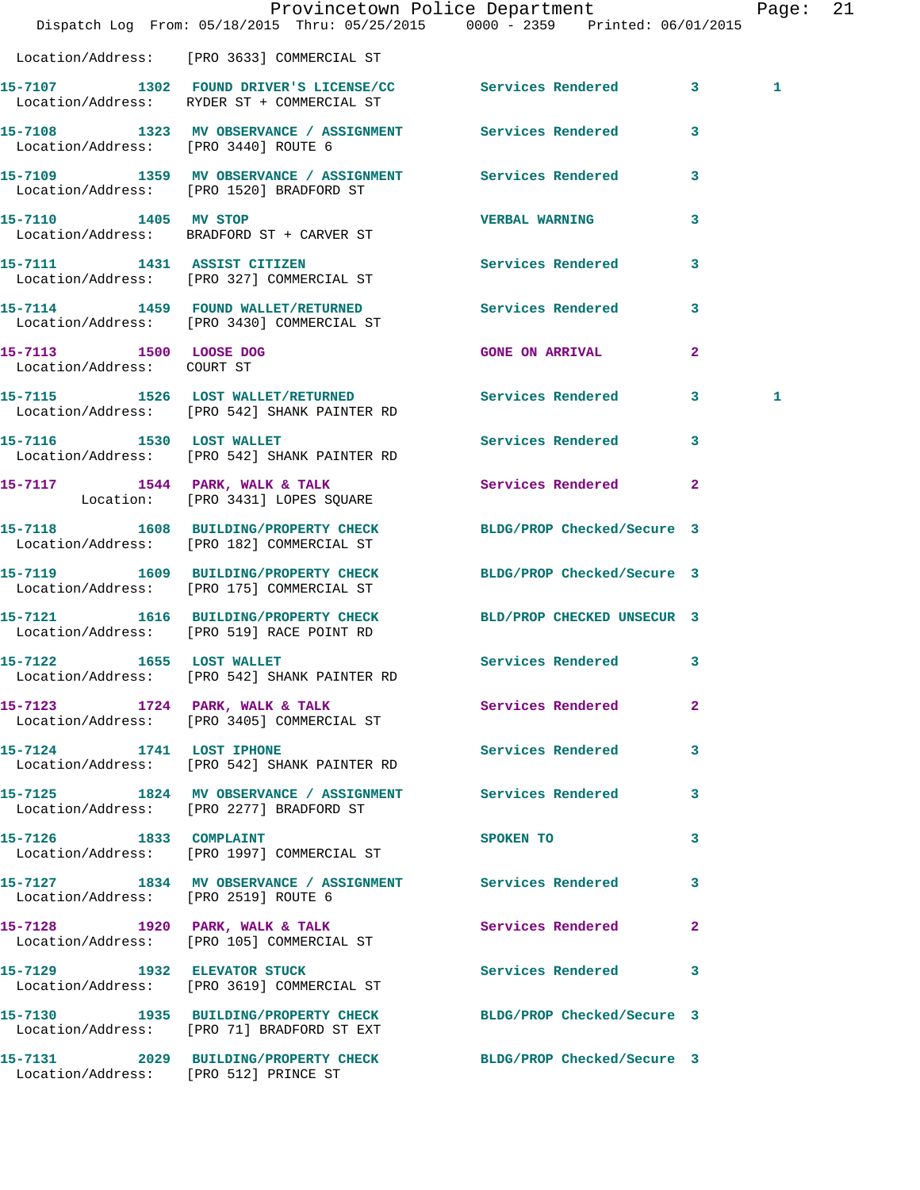Location/Address: [PRO 3633] COMMERCIAL ST

| Call # | Time | Call Reason | Action | Priority | |
|---|---|---|---|---|---|
| 15-7107 | 1302 | FOUND DRIVER'S LICENSE/CC | Services Rendered | 3 | 1 |
| Location/Address: RYDER ST + COMMERCIAL ST | | | | | |
| 15-7108 | 1323 | MV OBSERVANCE / ASSIGNMENT | Services Rendered | 3 | |
| Location/Address: [PRO 3440] ROUTE 6 | | | | | |
| 15-7109 | 1359 | MV OBSERVANCE / ASSIGNMENT | Services Rendered | 3 | |
| Location/Address: [PRO 1520] BRADFORD ST | | | | | |
| 15-7110 | 1405 | MV STOP | VERBAL WARNING | 3 | |
| Location/Address: BRADFORD ST + CARVER ST | | | | | |
| 15-7111 | 1431 | ASSIST CITIZEN | Services Rendered | 3 | |
| Location/Address: [PRO 327] COMMERCIAL ST | | | | | |
| 15-7114 | 1459 | FOUND WALLET/RETURNED | Services Rendered | 3 | |
| Location/Address: [PRO 3430] COMMERCIAL ST | | | | | |
| 15-7113 | 1500 | LOOSE DOG | GONE ON ARRIVAL | 2 | |
| Location/Address: COURT ST | | | | | |
| 15-7115 | 1526 | LOST WALLET/RETURNED | Services Rendered | 3 | 1 |
| Location/Address: [PRO 542] SHANK PAINTER RD | | | | | |
| 15-7116 | 1530 | LOST WALLET | Services Rendered | 3 | |
| Location/Address: [PRO 542] SHANK PAINTER RD | | | | | |
| 15-7117 | 1544 | PARK, WALK & TALK | Services Rendered | 2 | |
| Location: [PRO 3431] LOPES SQUARE | | | | | |
| 15-7118 | 1608 | BUILDING/PROPERTY CHECK | BLDG/PROP Checked/Secure | 3 | |
| Location/Address: [PRO 182] COMMERCIAL ST | | | | | |
| 15-7119 | 1609 | BUILDING/PROPERTY CHECK | BLDG/PROP Checked/Secure | 3 | |
| Location/Address: [PRO 175] COMMERCIAL ST | | | | | |
| 15-7121 | 1616 | BUILDING/PROPERTY CHECK | BLD/PROP CHECKED UNSECUR | 3 | |
| Location/Address: [PRO 519] RACE POINT RD | | | | | |
| 15-7122 | 1655 | LOST WALLET | Services Rendered | 3 | |
| Location/Address: [PRO 542] SHANK PAINTER RD | | | | | |
| 15-7123 | 1724 | PARK, WALK & TALK | Services Rendered | 2 | |
| Location/Address: [PRO 3405] COMMERCIAL ST | | | | | |
| 15-7124 | 1741 | LOST IPHONE | Services Rendered | 3 | |
| Location/Address: [PRO 542] SHANK PAINTER RD | | | | | |
| 15-7125 | 1824 | MV OBSERVANCE / ASSIGNMENT | Services Rendered | 3 | |
| Location/Address: [PRO 2277] BRADFORD ST | | | | | |
| 15-7126 | 1833 | COMPLAINT | SPOKEN TO | 3 | |
| Location/Address: [PRO 1997] COMMERCIAL ST | | | | | |
| 15-7127 | 1834 | MV OBSERVANCE / ASSIGNMENT | Services Rendered | 3 | |
| Location/Address: [PRO 2519] ROUTE 6 | | | | | |
| 15-7128 | 1920 | PARK, WALK & TALK | Services Rendered | 2 | |
| Location/Address: [PRO 105] COMMERCIAL ST | | | | | |
| 15-7129 | 1932 | ELEVATOR STUCK | Services Rendered | 3 | |
| Location/Address: [PRO 3619] COMMERCIAL ST | | | | | |
| 15-7130 | 1935 | BUILDING/PROPERTY CHECK | BLDG/PROP Checked/Secure | 3 | |
| Location/Address: [PRO 71] BRADFORD ST EXT | | | | | |
| 15-7131 | 2029 | BUILDING/PROPERTY CHECK | BLDG/PROP Checked/Secure | 3 | |
| Location/Address: [PRO 512] PRINCE ST | | | | | |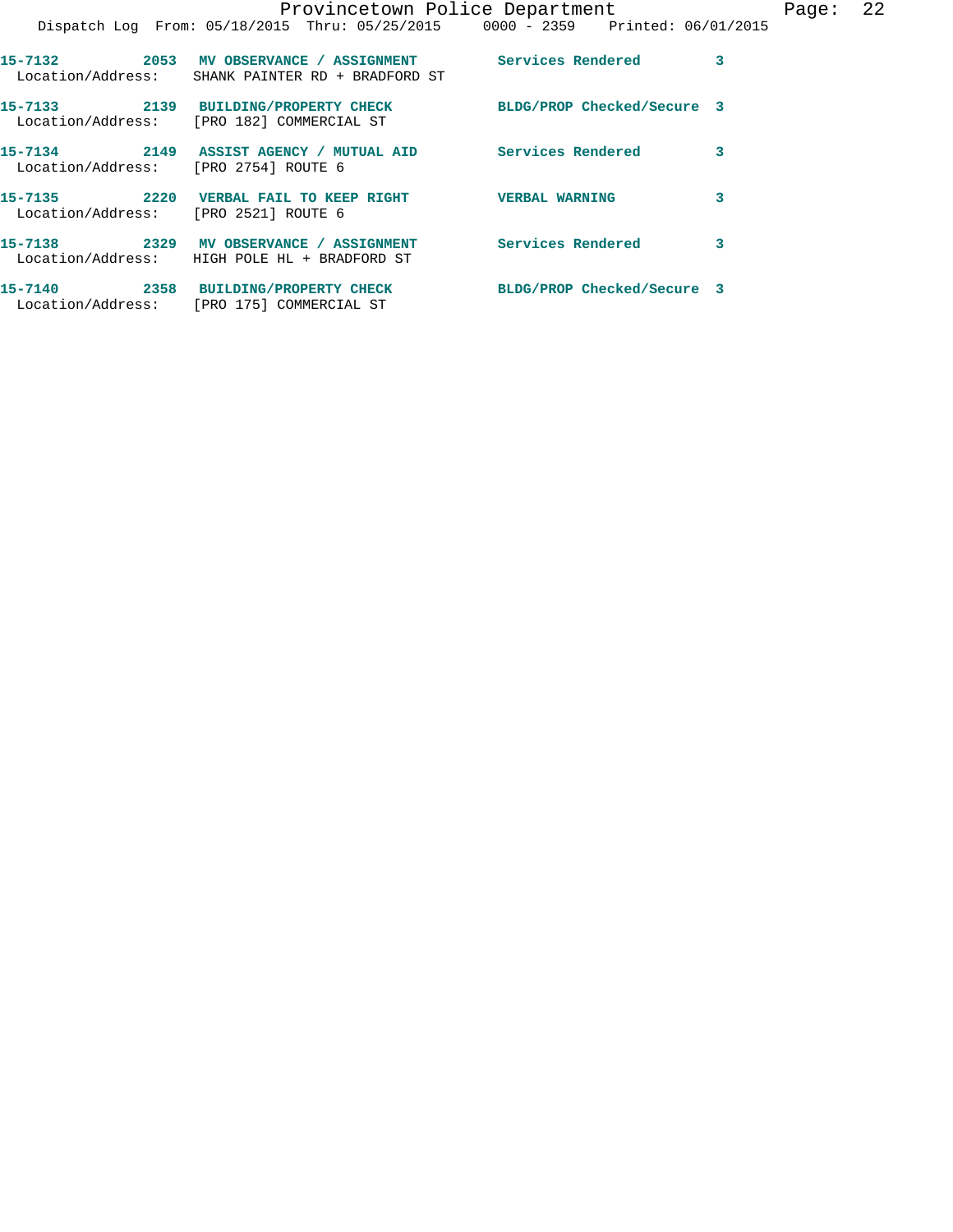15-7132 2053 **MV OBSERVANCE / ASSIGNMENT** Services Rendered 3
Location/Address: SHANK PAINTER RD + BRADFORD ST

15-7133 2139 **BUILDING/PROPERTY CHECK** BLDG/PROP Checked/Secure 3
Location/Address: [PRO 182] COMMERCIAL ST

15-7134 2149 **ASSIST AGENCY / MUTUAL AID** Services Rendered 3
Location/Address: [PRO 2754] ROUTE 6

15-7135 2220 **VERBAL FAIL TO KEEP RIGHT** VERBAL WARNING 3
Location/Address: [PRO 2521] ROUTE 6

15-7138 2329 **MV OBSERVANCE / ASSIGNMENT** Services Rendered 3
Location/Address: HIGH POLE HL + BRADFORD ST

15-7140 2358 **BUILDING/PROPERTY CHECK** BLDG/PROP Checked/Secure 3
Location/Address: [PRO 175] COMMERCIAL ST